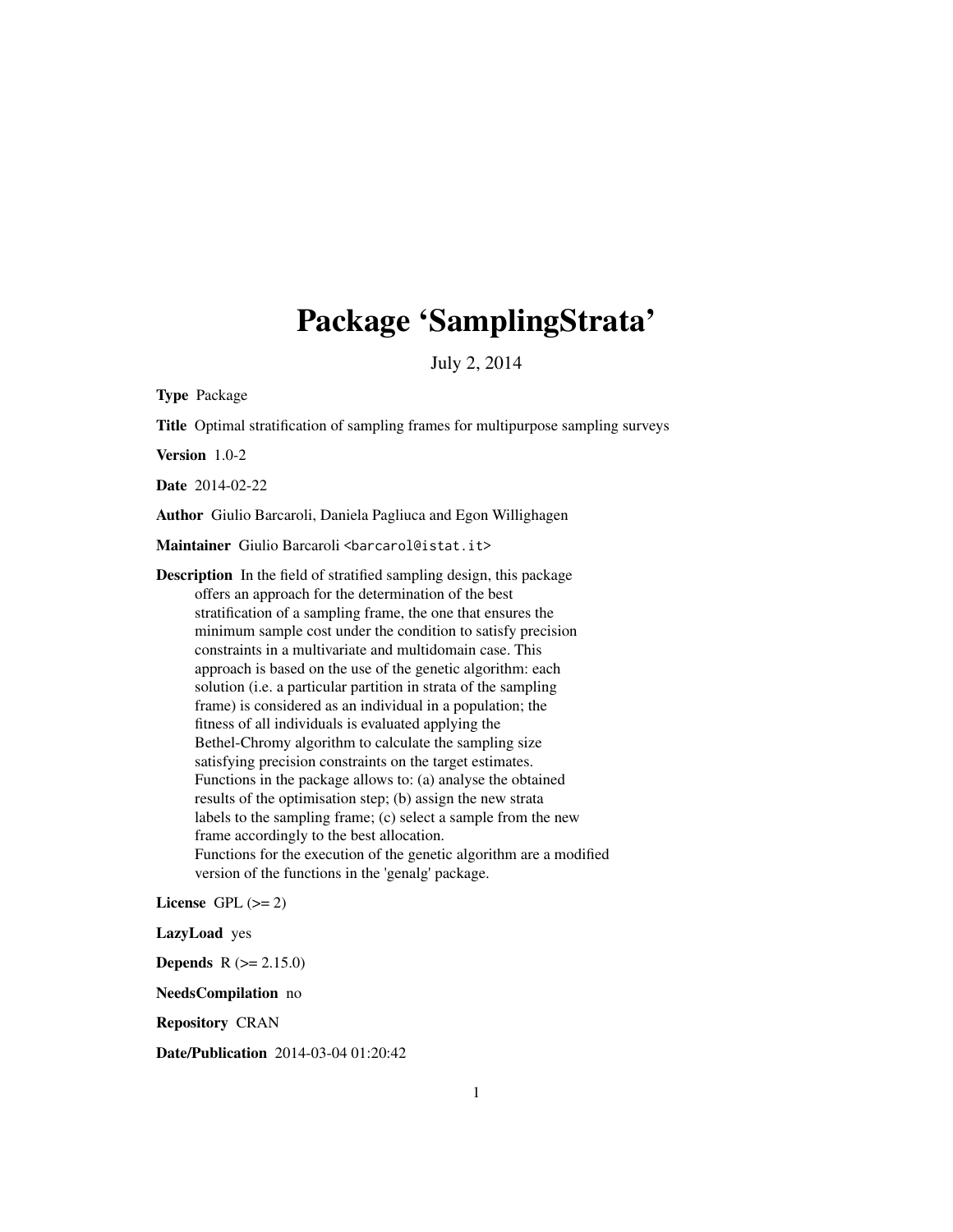# Package 'SamplingStrata'

July 2, 2014

**Type** Package

**Title** Optimal stratification of sampling frames for multipurpose sampling surveys

**Version** 1.0-2

**Date** 2014-02-22

**Author** Giulio Barcaroli, Daniela Pagliuca and Egon Willighagen

**Maintainer** Giulio Barcaroli <barcarol@istat.it>

**Description** In the field of stratified sampling design, this package offers an approach for the determination of the best stratification of a sampling frame, the one that ensures the minimum sample cost under the condition to satisfy precision constraints in a multivariate and multidomain case. This approach is based on the use of the genetic algorithm: each solution (i.e. a particular partition in strata of the sampling frame) is considered as an individual in a population; the fitness of all individuals is evaluated applying the Bethel-Chromy algorithm to calculate the sampling size satisfying precision constraints on the target estimates. Functions in the package allows to: (a) analyse the obtained results of the optimisation step; (b) assign the new strata labels to the sampling frame; (c) select a sample from the new frame accordingly to the best allocation. Functions for the execution of the genetic algorithm are a modified version of the functions in the 'genalg' package.

**License** GPL (>= 2)

**LazyLoad** yes

**Depends** R (>= 2.15.0)

**NeedsCompilation** no

**Repository** CRAN

**Date/Publication** 2014-03-04 01:20:42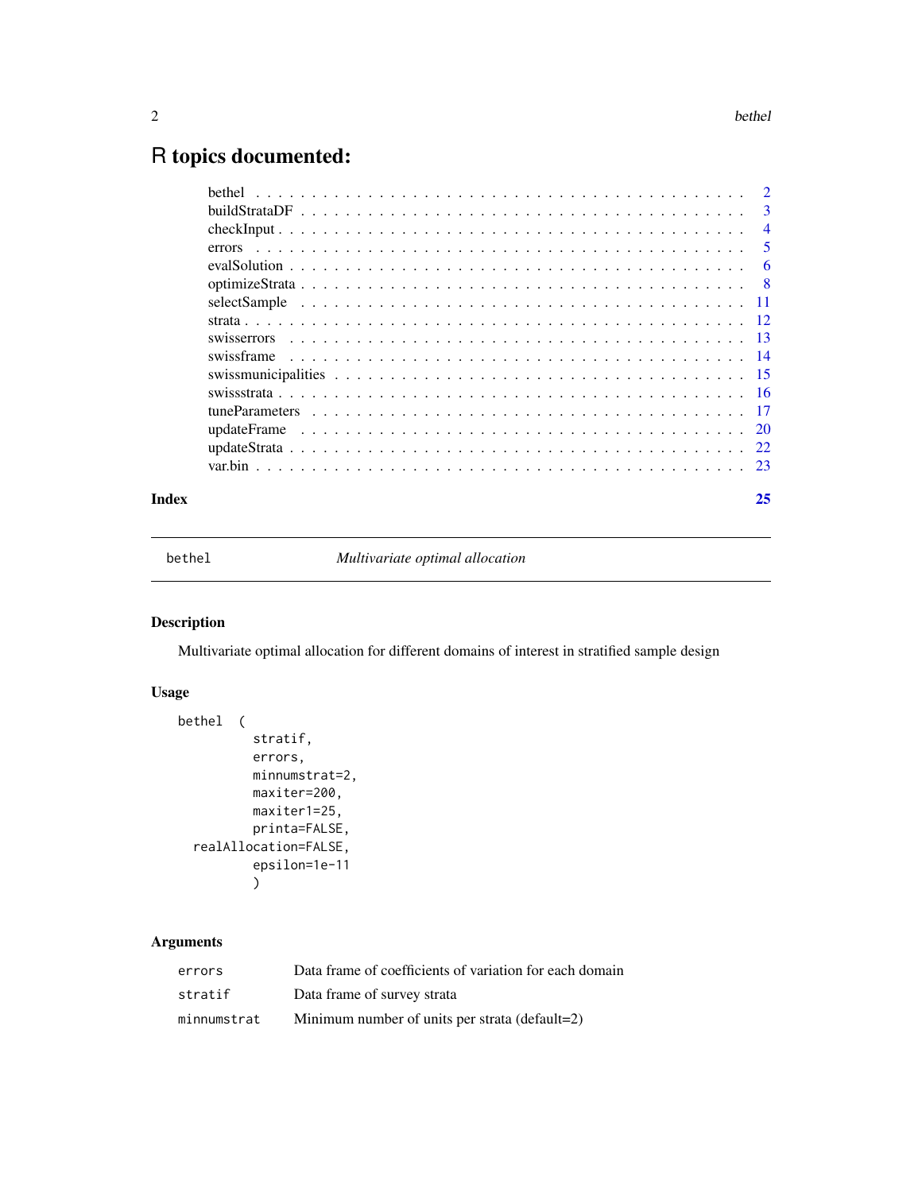# R topics documented:

| | |
|---|---|
| bethel | 2 |
| buildStrataDF | 3 |
| checkInput | 4 |
| errors | 5 |
| evalSolution | 6 |
| optimizeStrata | 8 |
| selectSample | 11 |
| strata | 12 |
| swisserrors | 13 |
| swissframe | 14 |
| swissmunicipalities | 15 |
| swissstrata | 16 |
| tuneParameters | 17 |
| updateFrame | 20 |
| updateStrata | 22 |
| var.bin | 23 |

**Index** **25**

---

bethel *Multivariate optimal allocation*

---

## Description

Multivariate optimal allocation for different domains of interest in stratified sample design

## Usage

```
bethel  (
          stratif,
          errors,
          minnumstrat=2,
          maxiter=200,
          maxiter1=25,
          printa=FALSE,
  realAllocation=FALSE,
          epsilon=1e-11
          )
```

## Arguments

| | |
|---|---|
| `errors` | Data frame of coefficients of variation for each domain |
| `stratif` | Data frame of survey strata |
| `minnumstrat` | Minimum number of units per strata (default=2) |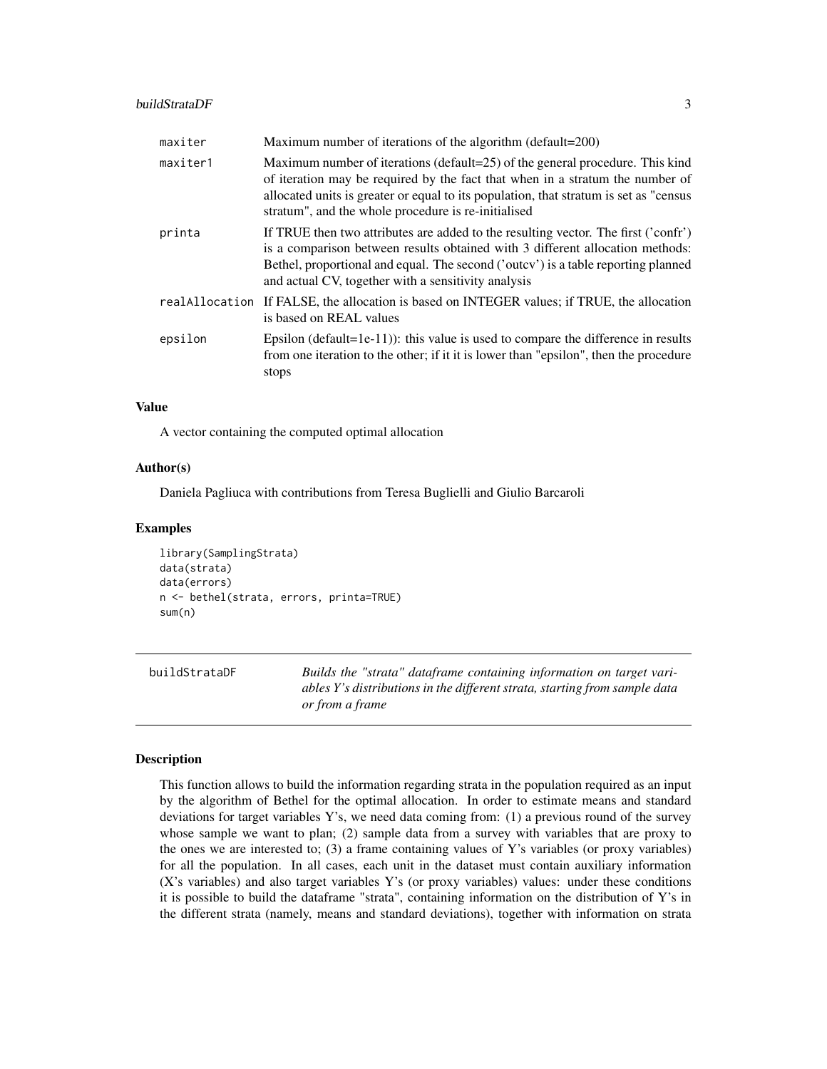| | |
|---|---|
| maxiter | Maximum number of iterations of the algorithm (default=200) |
| maxiter1 | Maximum number of iterations (default=25) of the general procedure. This kind of iteration may be required by the fact that when in a stratum the number of allocated units is greater or equal to its population, that stratum is set as "census stratum", and the whole procedure is re-initialised |
| printa | If TRUE then two attributes are added to the resulting vector. The first ('confr') is a comparison between results obtained with 3 different allocation methods: Bethel, proportional and equal. The second ('outcv') is a table reporting planned and actual CV, together with a sensitivity analysis |
| realAllocation | If FALSE, the allocation is based on INTEGER values; if TRUE, the allocation is based on REAL values |
| epsilon | Epsilon (default=1e-11)): this value is used to compare the difference in results from one iteration to the other; if it it is lower than "epsilon", then the procedure stops |

### Value

A vector containing the computed optimal allocation

### Author(s)

Daniela Pagliuca with contributions from Teresa Buglielli and Giulio Barcaroli

### Examples

```
library(SamplingStrata)
data(strata)
data(errors)
n <- bethel(strata, errors, printa=TRUE)
sum(n)
```

---

## buildStrataDF

*Builds the "strata" dataframe containing information on target variables Y's distributions in the different strata, starting from sample data or from a frame*

---

### Description

This function allows to build the information regarding strata in the population required as an input by the algorithm of Bethel for the optimal allocation. In order to estimate means and standard deviations for target variables Y's, we need data coming from: (1) a previous round of the survey whose sample we want to plan; (2) sample data from a survey with variables that are proxy to the ones we are interested to; (3) a frame containing values of Y's variables (or proxy variables) for all the population. In all cases, each unit in the dataset must contain auxiliary information (X's variables) and also target variables Y's (or proxy variables) values: under these conditions it is possible to build the dataframe "strata", containing information on the distribution of Y's in the different strata (namely, means and standard deviations), together with information on strata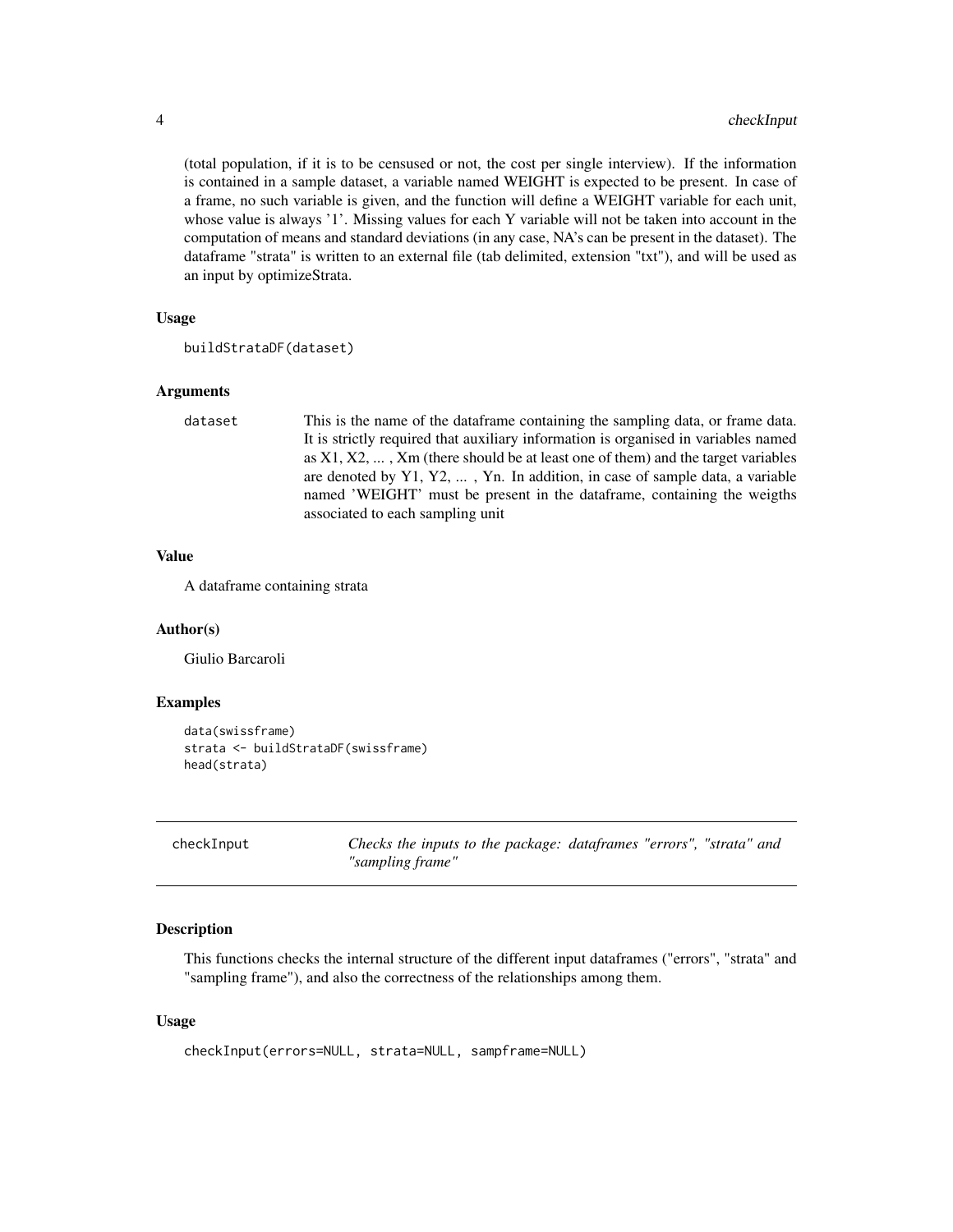(total population, if it is to be censused or not, the cost per single interview). If the information is contained in a sample dataset, a variable named WEIGHT is expected to be present. In case of a frame, no such variable is given, and the function will define a WEIGHT variable for each unit, whose value is always '1'. Missing values for each Y variable will not be taken into account in the computation of means and standard deviations (in any case, NA's can be present in the dataset). The dataframe "strata" is written to an external file (tab delimited, extension "txt"), and will be used as an input by optimizeStrata.

### Usage

```
buildStrataDF(dataset)
```

### Arguments

| | |
|---|---|
| dataset | This is the name of the dataframe containing the sampling data, or frame data. It is strictly required that auxiliary information is organised in variables named as X1, X2, ... , Xm (there should be at least one of them) and the target variables are denoted by Y1, Y2, ... , Yn. In addition, in case of sample data, a variable named 'WEIGHT' must be present in the dataframe, containing the weigths associated to each sampling unit |

### Value

A dataframe containing strata

### Author(s)

Giulio Barcaroli

### Examples

```
data(swissframe)
strata <- buildStrataDF(swissframe)
head(strata)
```

## checkInput — *Checks the inputs to the package: dataframes "errors", "strata" and "sampling frame"*

### Description

This functions checks the internal structure of the different input dataframes ("errors", "strata" and "sampling frame"), and also the correctness of the relationships among them.

### Usage

```
checkInput(errors=NULL, strata=NULL, sampframe=NULL)
```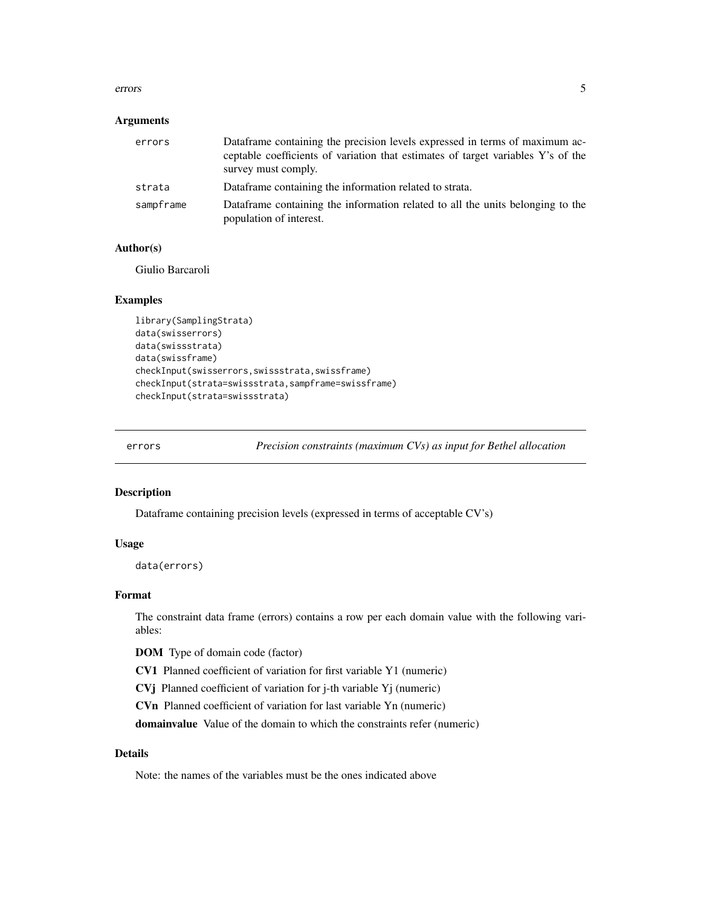### Arguments

| | |
|---|---|
| `errors` | Dataframe containing the precision levels expressed in terms of maximum acceptable coefficients of variation that estimates of target variables Y's of the survey must comply. |
| `strata` | Dataframe containing the information related to strata. |
| `sampframe` | Dataframe containing the information related to all the units belonging to the population of interest. |

### Author(s)

Giulio Barcaroli

### Examples

```
library(SamplingStrata)
data(swisserrors)
data(swissstrata)
data(swissframe)
checkInput(swisserrors,swissstrata,swissframe)
checkInput(strata=swissstrata,sampframe=swissframe)
checkInput(strata=swissstrata)
```

---

## errors    *Precision constraints (maximum CVs) as input for Bethel allocation*

---

### Description

Dataframe containing precision levels (expressed in terms of acceptable CV's)

### Usage

```
data(errors)
```

### Format

The constraint data frame (errors) contains a row per each domain value with the following variables:

**DOM** Type of domain code (factor)

**CV1** Planned coefficient of variation for first variable Y1 (numeric)

**CVj** Planned coefficient of variation for j-th variable Yj (numeric)

**CVn** Planned coefficient of variation for last variable Yn (numeric)

**domainvalue** Value of the domain to which the constraints refer (numeric)

### Details

Note: the names of the variables must be the ones indicated above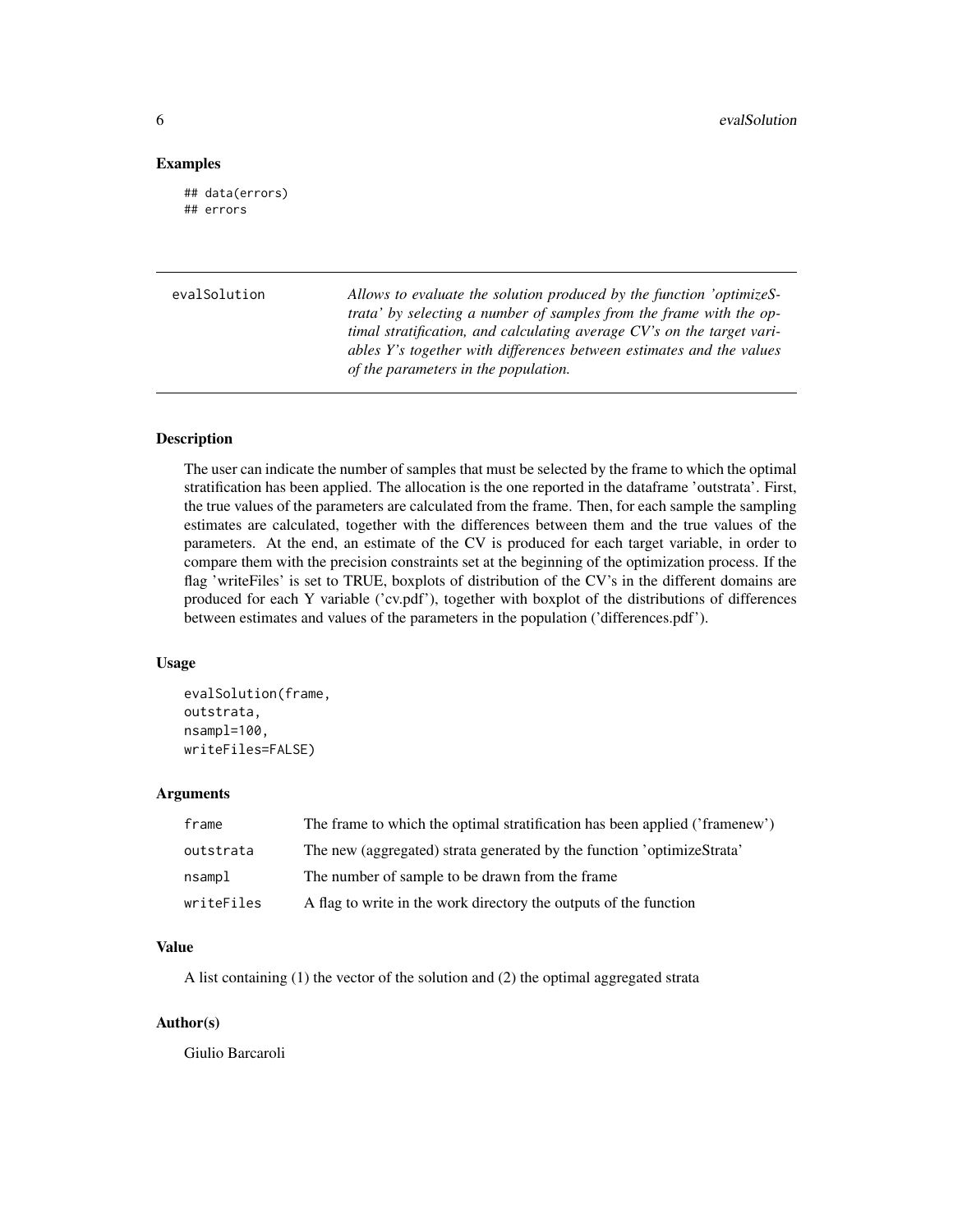### Examples

```
## data(errors)
## errors
```

---

`evalSolution` *Allows to evaluate the solution produced by the function 'optimizeStrata' by selecting a number of samples from the frame with the optimal stratification, and calculating average CV's on the target variables Y's together with differences between estimates and the values of the parameters in the population.*

---

### Description

The user can indicate the number of samples that must be selected by the frame to which the optimal stratification has been applied. The allocation is the one reported in the dataframe 'outstrata'. First, the true values of the parameters are calculated from the frame. Then, for each sample the sampling estimates are calculated, together with the differences between them and the true values of the parameters. At the end, an estimate of the CV is produced for each target variable, in order to compare them with the precision constraints set at the beginning of the optimization process. If the flag 'writeFiles' is set to TRUE, boxplots of distribution of the CV's in the different domains are produced for each Y variable ('cv.pdf'), together with boxplot of the distributions of differences between estimates and values of the parameters in the population ('differences.pdf').

### Usage

```
evalSolution(frame,
outstrata,
nsampl=100,
writeFiles=FALSE)
```

### Arguments

| | |
|---|---|
| `frame` | The frame to which the optimal stratification has been applied ('framenew') |
| `outstrata` | The new (aggregated) strata generated by the function 'optimizeStrata' |
| `nsampl` | The number of sample to be drawn from the frame |
| `writeFiles` | A flag to write in the work directory the outputs of the function |

### Value

A list containing (1) the vector of the solution and (2) the optimal aggregated strata

### Author(s)

Giulio Barcaroli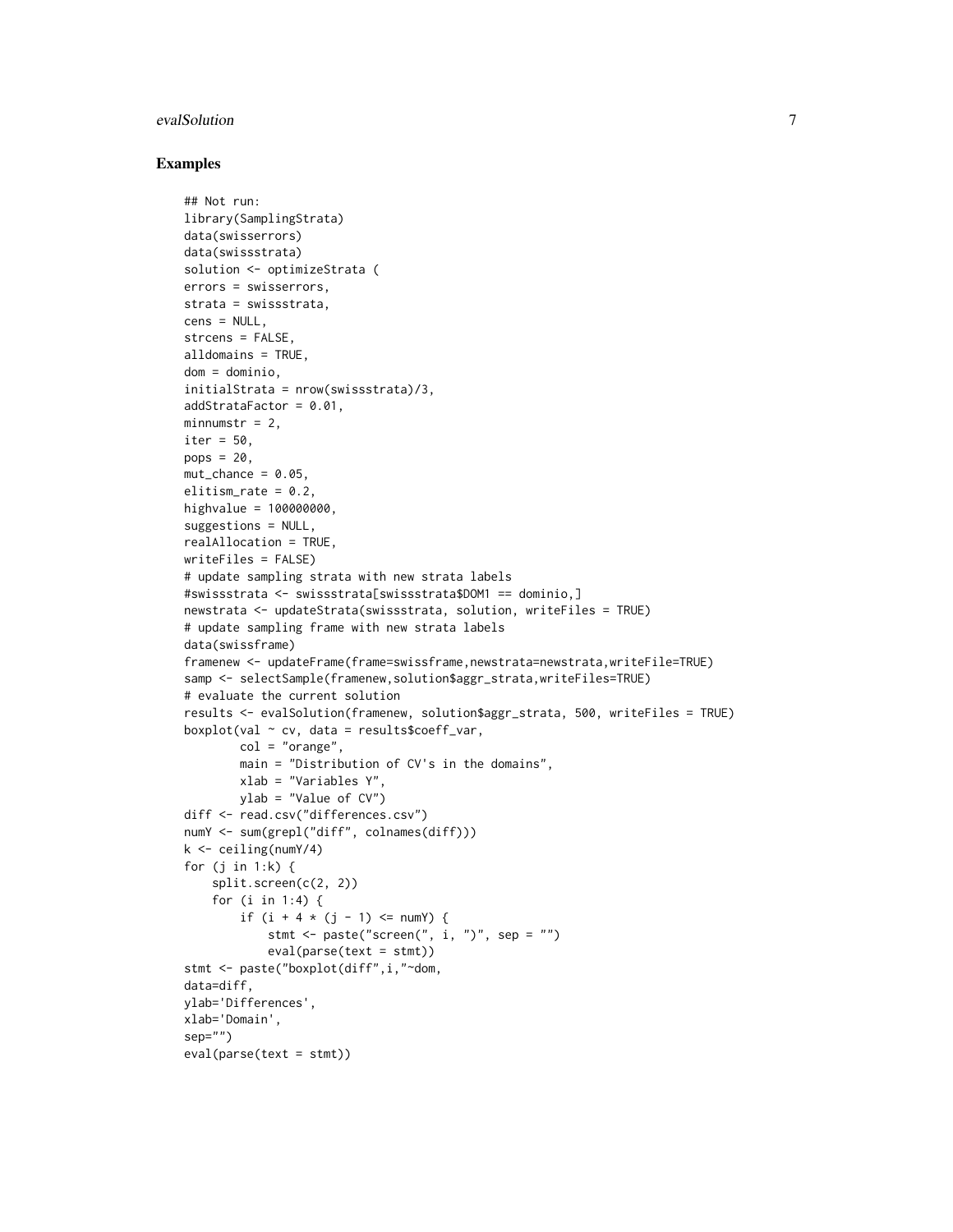### Examples

```
## Not run:
library(SamplingStrata)
data(swisserrors)
data(swissstrata)
solution <- optimizeStrata (
errors = swisserrors,
strata = swissstrata,
cens = NULL,
strcens = FALSE,
alldomains = TRUE,
dom = dominio,
initialStrata = nrow(swissstrata)/3,
addStrataFactor = 0.01,
minnumstr = 2,
iter = 50,
pops = 20,
mut_chance = 0.05,
elitism_rate = 0.2,
highvalue = 100000000,
suggestions = NULL,
realAllocation = TRUE,
writeFiles = FALSE)
# update sampling strata with new strata labels
#swissstrata <- swissstrata[swissstrata$DOM1 == dominio,]
newstrata <- updateStrata(swissstrata, solution, writeFiles = TRUE)
# update sampling frame with new strata labels
data(swissframe)
framenew <- updateFrame(frame=swissframe,newstrata=newstrata,writeFile=TRUE)
samp <- selectSample(framenew,solution$aggr_strata,writeFiles=TRUE)
# evaluate the current solution
results <- evalSolution(framenew, solution$aggr_strata, 500, writeFiles = TRUE)
boxplot(val ~ cv, data = results$coeff_var,
        col = "orange",
        main = "Distribution of CV's in the domains",
        xlab = "Variables Y",
        ylab = "Value of CV")
diff <- read.csv("differences.csv")
numY <- sum(grepl("diff", colnames(diff)))
k <- ceiling(numY/4)
for (j in 1:k) {
    split.screen(c(2, 2))
    for (i in 1:4) {
        if (i + 4 * (j - 1) <= numY) {
            stmt <- paste("screen(", i, ")", sep = "")
            eval(parse(text = stmt))
stmt <- paste("boxplot(diff",i,"~dom,
data=diff,
ylab='Differences',
xlab='Domain',
sep="")
eval(parse(text = stmt))
```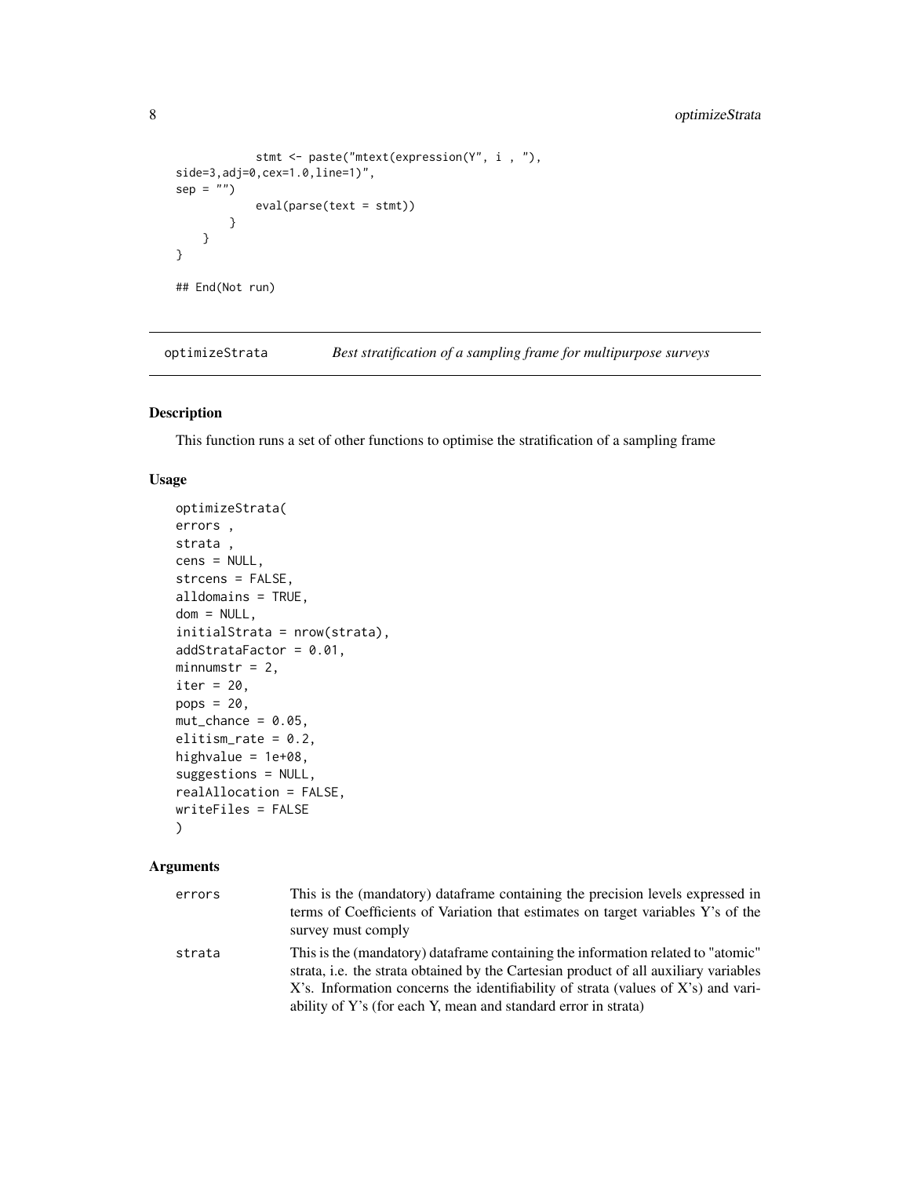```
            stmt <- paste("mtext(expression(Y", i , "),
side=3,adj=0,cex=1.0,line=1)",
sep = "")
            eval(parse(text = stmt))
        }
    }
}

## End(Not run)
```

## optimizeStrata — *Best stratification of a sampling frame for multipurpose surveys*

### Description

This function runs a set of other functions to optimise the stratification of a sampling frame

### Usage

```
optimizeStrata(
errors ,
strata ,
cens = NULL,
strcens = FALSE,
alldomains = TRUE,
dom = NULL,
initialStrata = nrow(strata),
addStrataFactor = 0.01,
minnumstr = 2,
iter = 20,
pops = 20,
mut_chance = 0.05,
elitism_rate = 0.2,
highvalue = 1e+08,
suggestions = NULL,
realAllocation = FALSE,
writeFiles = FALSE
)
```

### Arguments

| | |
|---|---|
| errors | This is the (mandatory) dataframe containing the precision levels expressed in terms of Coefficients of Variation that estimates on target variables Y's of the survey must comply |
| strata | This is the (mandatory) dataframe containing the information related to "atomic" strata, i.e. the strata obtained by the Cartesian product of all auxiliary variables X's. Information concerns the identifiability of strata (values of X's) and variability of Y's (for each Y, mean and standard error in strata) |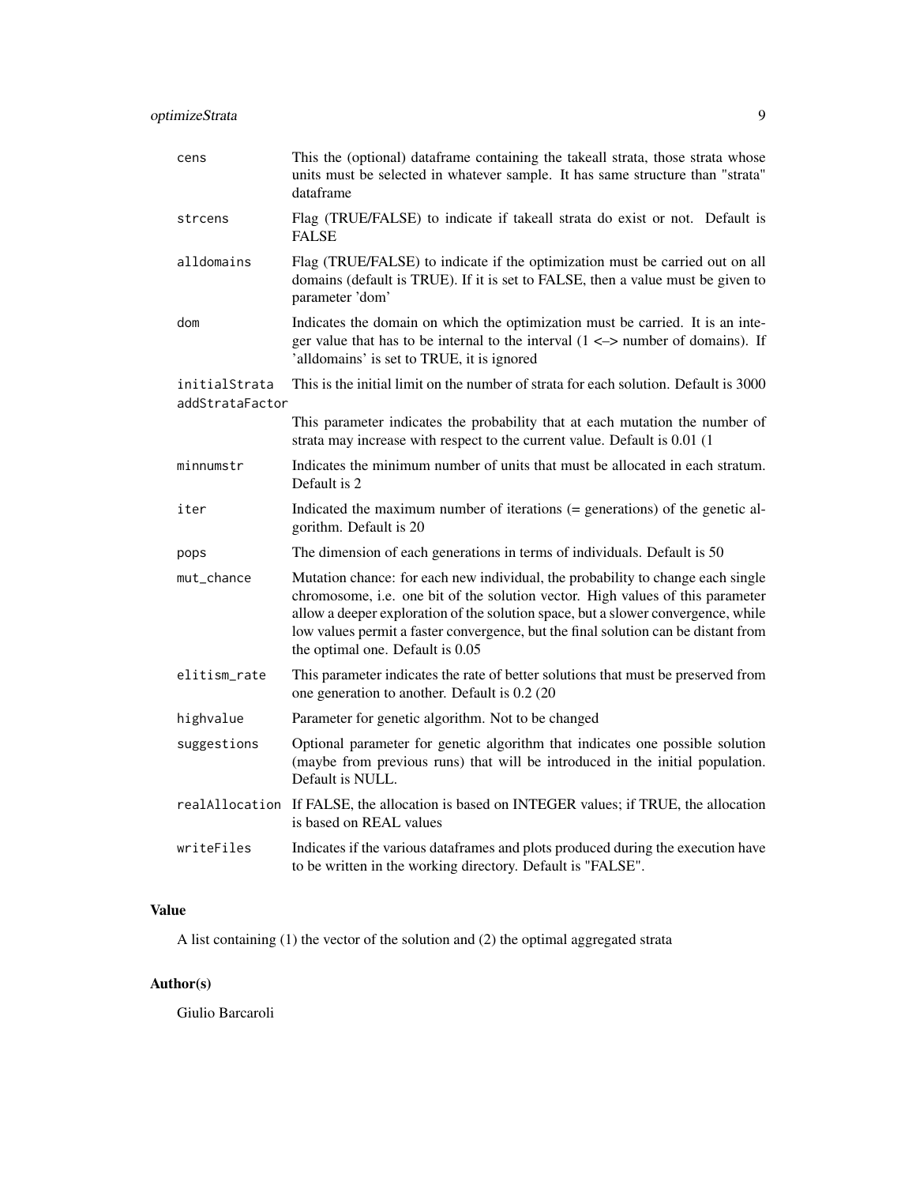| | |
|---|---|
| cens | This the (optional) dataframe containing the takeall strata, those strata whose units must be selected in whatever sample. It has same structure than "strata" dataframe |
| strcens | Flag (TRUE/FALSE) to indicate if takeall strata do exist or not. Default is FALSE |
| alldomains | Flag (TRUE/FALSE) to indicate if the optimization must be carried out on all domains (default is TRUE). If it is set to FALSE, then a value must be given to parameter 'dom' |
| dom | Indicates the domain on which the optimization must be carried. It is an integer value that has to be internal to the interval (1 <–> number of domains). If 'alldomains' is set to TRUE, it is ignored |
| initialStrata | This is the initial limit on the number of strata for each solution. Default is 3000 |
| addStrataFactor | This parameter indicates the probability that at each mutation the number of strata may increase with respect to the current value. Default is 0.01 (1 |
| minnumstr | Indicates the minimum number of units that must be allocated in each stratum. Default is 2 |
| iter | Indicated the maximum number of iterations (= generations) of the genetic algorithm. Default is 20 |
| pops | The dimension of each generations in terms of individuals. Default is 50 |
| mut_chance | Mutation chance: for each new individual, the probability to change each single chromosome, i.e. one bit of the solution vector. High values of this parameter allow a deeper exploration of the solution space, but a slower convergence, while low values permit a faster convergence, but the final solution can be distant from the optimal one. Default is 0.05 |
| elitism_rate | This parameter indicates the rate of better solutions that must be preserved from one generation to another. Default is 0.2 (20 |
| highvalue | Parameter for genetic algorithm. Not to be changed |
| suggestions | Optional parameter for genetic algorithm that indicates one possible solution (maybe from previous runs) that will be introduced in the initial population. Default is NULL. |
| realAllocation | If FALSE, the allocation is based on INTEGER values; if TRUE, the allocation is based on REAL values |
| writeFiles | Indicates if the various dataframes and plots produced during the execution have to be written in the working directory. Default is "FALSE". |

## Value

A list containing (1) the vector of the solution and (2) the optimal aggregated strata

## Author(s)

Giulio Barcaroli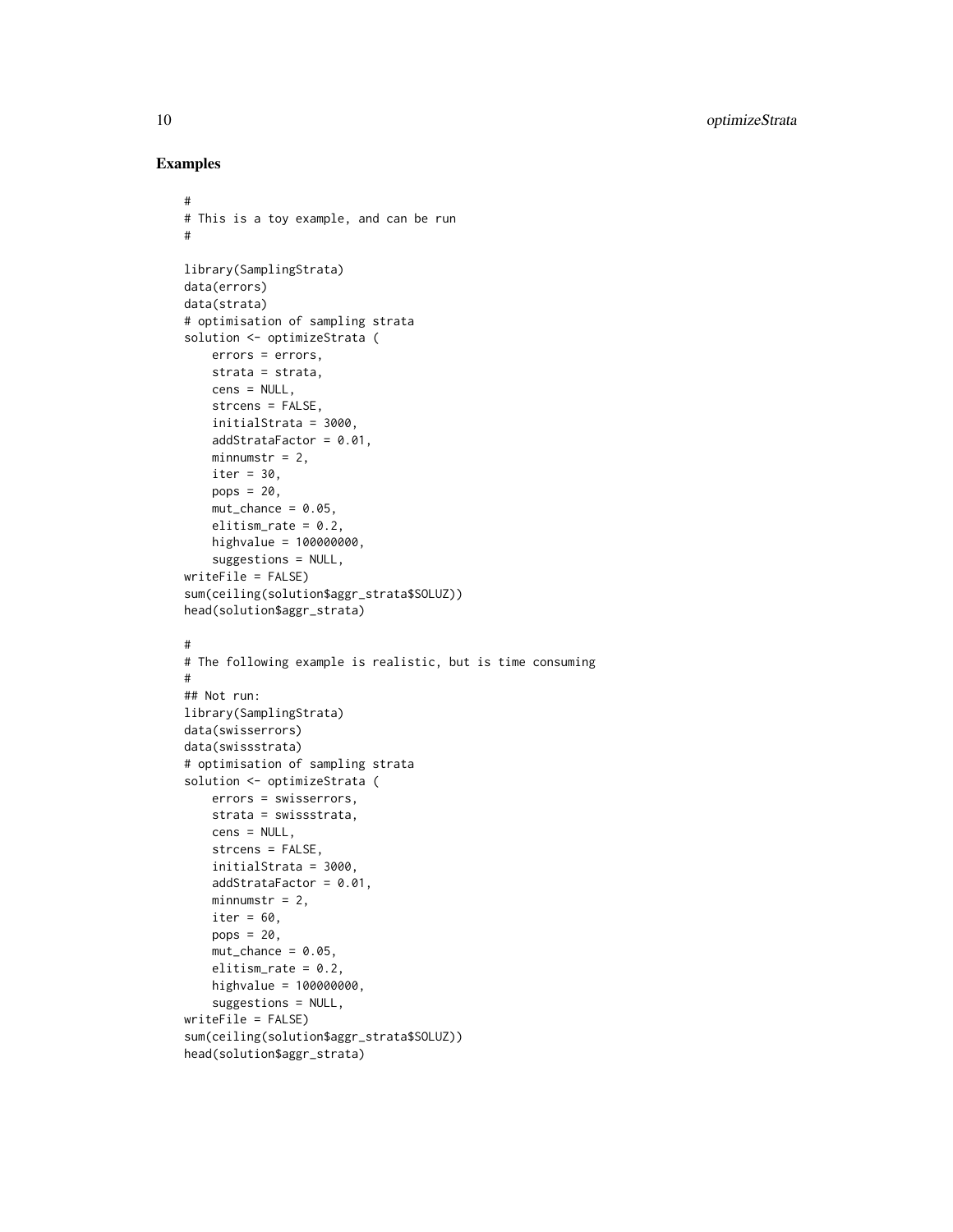## Examples

```
#
# This is a toy example, and can be run
#

library(SamplingStrata)
data(errors)
data(strata)
# optimisation of sampling strata
solution <- optimizeStrata (
    errors = errors,
    strata = strata,
    cens = NULL,
    strcens = FALSE,
    initialStrata = 3000,
    addStrataFactor = 0.01,
    minnumstr = 2,
    iter = 30,
    pops = 20,
    mut_chance = 0.05,
    elitism_rate = 0.2,
    highvalue = 100000000,
    suggestions = NULL,
writeFile = FALSE)
sum(ceiling(solution$aggr_strata$SOLUZ))
head(solution$aggr_strata)

#
# The following example is realistic, but is time consuming
#
## Not run:
library(SamplingStrata)
data(swisserrors)
data(swissstrata)
# optimisation of sampling strata
solution <- optimizeStrata (
    errors = swisserrors,
    strata = swissstrata,
    cens = NULL,
    strcens = FALSE,
    initialStrata = 3000,
    addStrataFactor = 0.01,
    minnumstr = 2,
    iter = 60,
    pops = 20,
    mut_chance = 0.05,
    elitism_rate = 0.2,
    highvalue = 100000000,
    suggestions = NULL,
writeFile = FALSE)
sum(ceiling(solution$aggr_strata$SOLUZ))
head(solution$aggr_strata)
```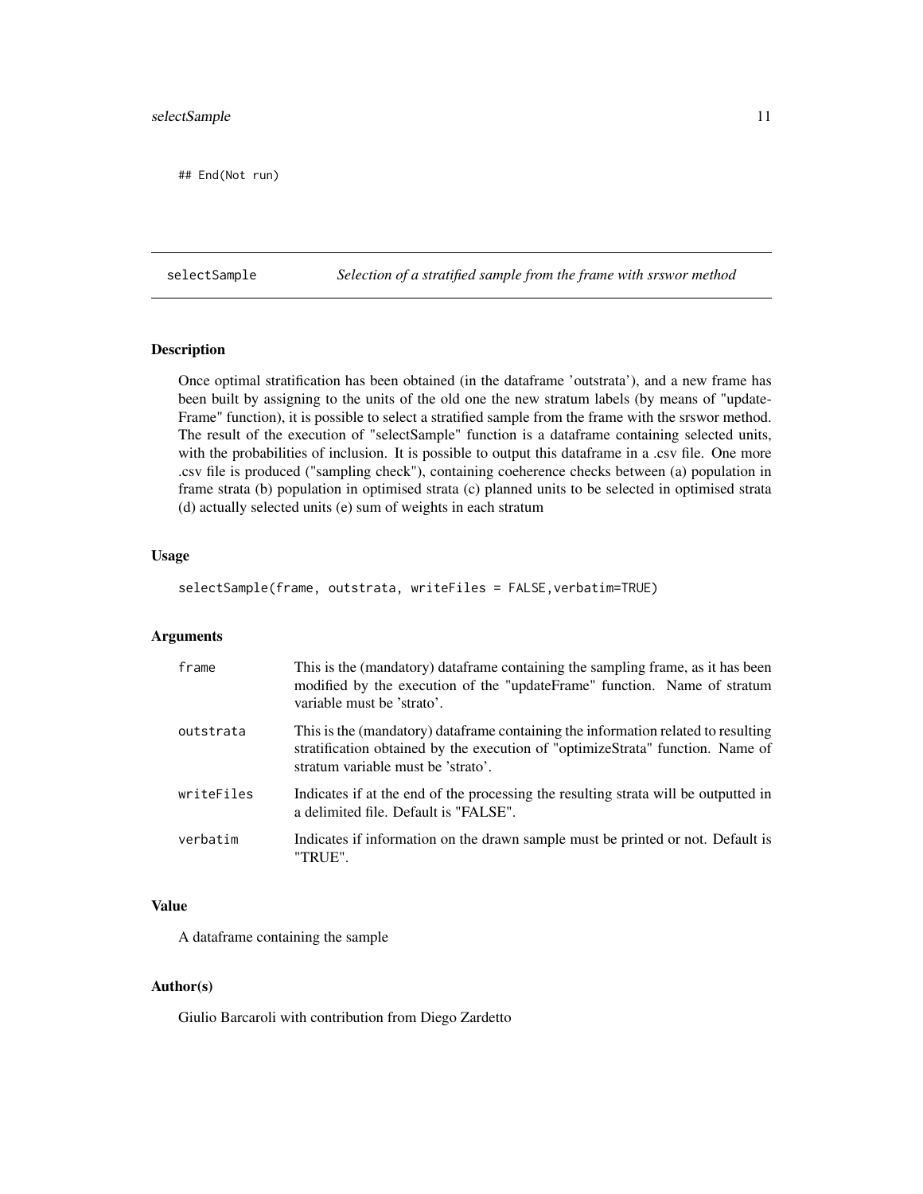```
## End(Not run)
```

---

selectSample *Selection of a stratified sample from the frame with srswor method*

---

## Description

Once optimal stratification has been obtained (in the dataframe 'outstrata'), and a new frame has been built by assigning to the units of the old one the new stratum labels (by means of "update-Frame" function), it is possible to select a stratified sample from the frame with the srswor method. The result of the execution of "selectSample" function is a dataframe containing selected units, with the probabilities of inclusion. It is possible to output this dataframe in a .csv file. One more .csv file is produced ("sampling check"), containing coeherence checks between (a) population in frame strata (b) population in optimised strata (c) planned units to be selected in optimised strata (d) actually selected units (e) sum of weights in each stratum

## Usage

```
selectSample(frame, outstrata, writeFiles = FALSE,verbatim=TRUE)
```

## Arguments

| | |
|---|---|
| frame | This is the (mandatory) dataframe containing the sampling frame, as it has been modified by the execution of the "updateFrame" function. Name of stratum variable must be 'strato'. |
| outstrata | This is the (mandatory) dataframe containing the information related to resulting stratification obtained by the execution of "optimizeStrata" function. Name of stratum variable must be 'strato'. |
| writeFiles | Indicates if at the end of the processing the resulting strata will be outputted in a delimited file. Default is "FALSE". |
| verbatim | Indicates if information on the drawn sample must be printed or not. Default is "TRUE". |

## Value

A dataframe containing the sample

## Author(s)

Giulio Barcaroli with contribution from Diego Zardetto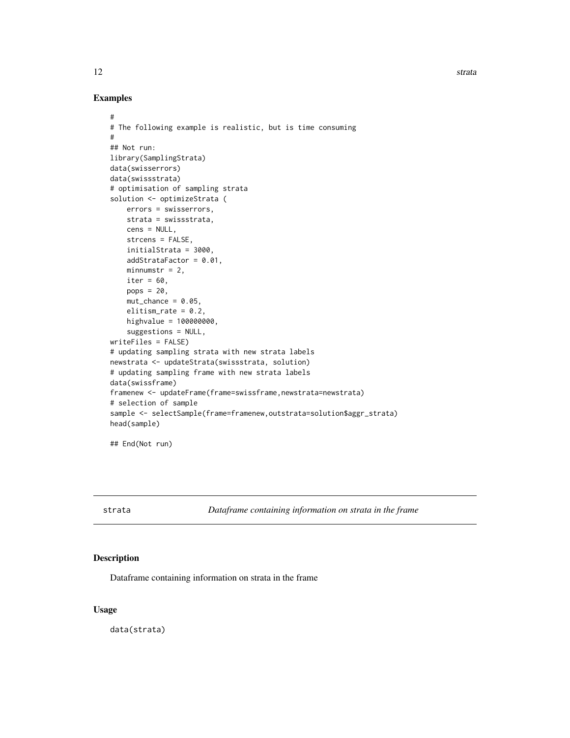### Examples

```
#
# The following example is realistic, but is time consuming
#
## Not run:
library(SamplingStrata)
data(swisserrors)
data(swissstrata)
# optimisation of sampling strata
solution <- optimizeStrata (
    errors = swisserrors,
    strata = swissstrata,
    cens = NULL,
    strcens = FALSE,
    initialStrata = 3000,
    addStrataFactor = 0.01,
    minnumstr = 2,
    iter = 60,
    pops = 20,
    mut_chance = 0.05,
    elitism_rate = 0.2,
    highvalue = 100000000,
    suggestions = NULL,
writeFiles = FALSE)
# updating sampling strata with new strata labels
newstrata <- updateStrata(swissstrata, solution)
# updating sampling frame with new strata labels
data(swissframe)
framenew <- updateFrame(frame=swissframe,newstrata=newstrata)
# selection of sample
sample <- selectSample(frame=framenew,outstrata=solution$aggr_strata)
head(sample)

## End(Not run)
```

---

strata &emsp; *Dataframe containing information on strata in the frame*

---

### Description

Dataframe containing information on strata in the frame

### Usage

```
data(strata)
```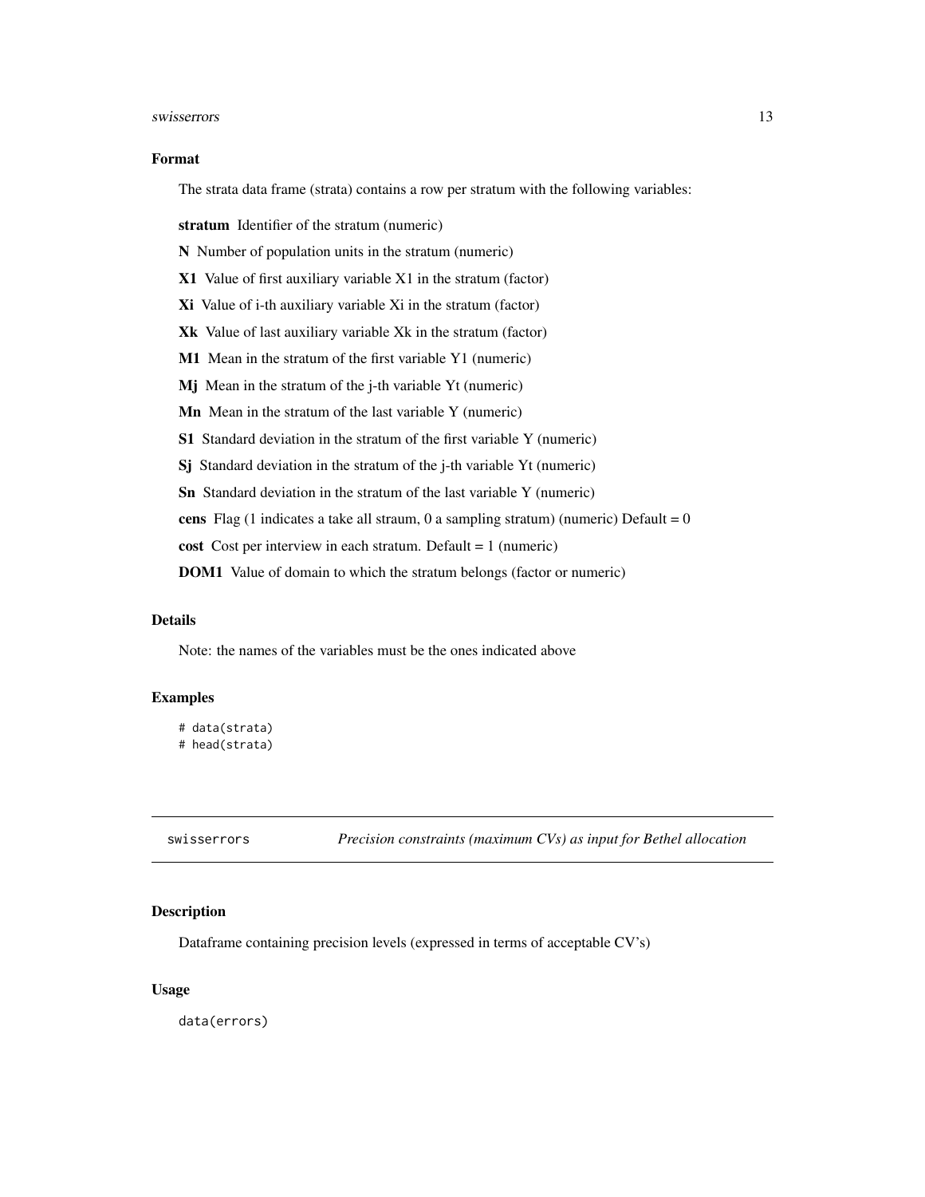### Format

The strata data frame (strata) contains a row per stratum with the following variables:

**stratum** Identifier of the stratum (numeric)

**N** Number of population units in the stratum (numeric)

**X1** Value of first auxiliary variable X1 in the stratum (factor)

**Xi** Value of i-th auxiliary variable Xi in the stratum (factor)

**Xk** Value of last auxiliary variable Xk in the stratum (factor)

**M1** Mean in the stratum of the first variable Y1 (numeric)

**Mj** Mean in the stratum of the j-th variable Yt (numeric)

**Mn** Mean in the stratum of the last variable Y (numeric)

**S1** Standard deviation in the stratum of the first variable Y (numeric)

**Sj** Standard deviation in the stratum of the j-th variable Yt (numeric)

**Sn** Standard deviation in the stratum of the last variable Y (numeric)

**cens** Flag (1 indicates a take all straum, 0 a sampling stratum) (numeric) Default = 0

**cost** Cost per interview in each stratum. Default = 1 (numeric)

**DOM1** Value of domain to which the stratum belongs (factor or numeric)

### Details

Note: the names of the variables must be the ones indicated above

### Examples

```
# data(strata)
# head(strata)
```

---

## swisserrors *Precision constraints (maximum CVs) as input for Bethel allocation*

### Description

Dataframe containing precision levels (expressed in terms of acceptable CV's)

### Usage

```
data(errors)
```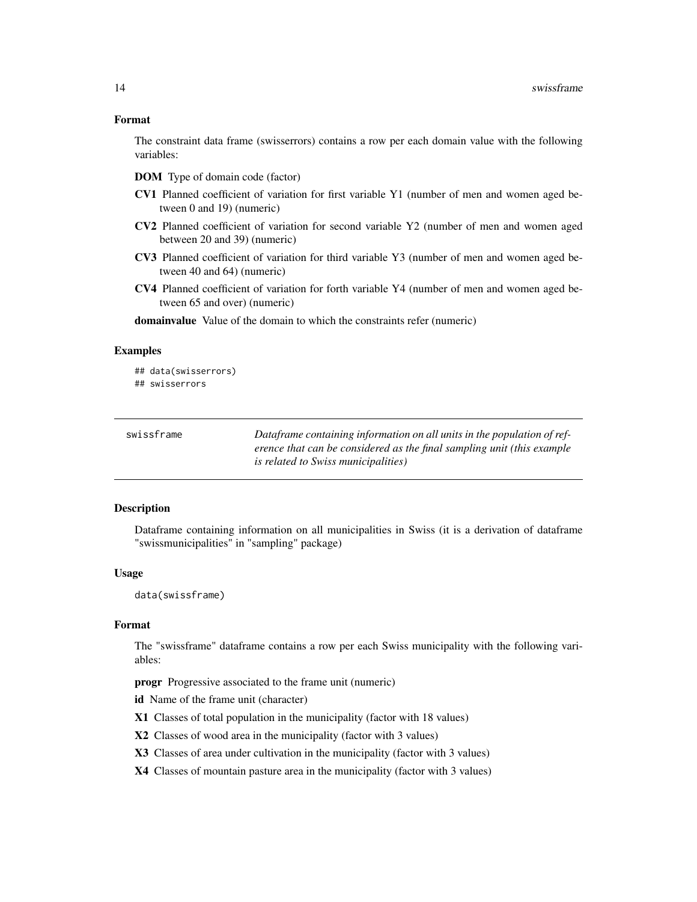### Format

The constraint data frame (swisserrors) contains a row per each domain value with the following variables:

**DOM** Type of domain code (factor)

**CV1** Planned coefficient of variation for first variable Y1 (number of men and women aged between 0 and 19) (numeric)

**CV2** Planned coefficient of variation for second variable Y2 (number of men and women aged between 20 and 39) (numeric)

**CV3** Planned coefficient of variation for third variable Y3 (number of men and women aged between 40 and 64) (numeric)

**CV4** Planned coefficient of variation for forth variable Y4 (number of men and women aged between 65 and over) (numeric)

**domainvalue** Value of the domain to which the constraints refer (numeric)

### Examples

```
## data(swisserrors)
## swisserrors
```

---

`swissframe` *Dataframe containing information on all units in the population of reference that can be considered as the final sampling unit (this example is related to Swiss municipalities)*

---

### Description

Dataframe containing information on all municipalities in Swiss (it is a derivation of dataframe "swissmunicipalities" in "sampling" package)

### Usage

```
data(swissframe)
```

### Format

The "swissframe" dataframe contains a row per each Swiss municipality with the following variables:

**progr** Progressive associated to the frame unit (numeric)

**id** Name of the frame unit (character)

**X1** Classes of total population in the municipality (factor with 18 values)

**X2** Classes of wood area in the municipality (factor with 3 values)

**X3** Classes of area under cultivation in the municipality (factor with 3 values)

**X4** Classes of mountain pasture area in the municipality (factor with 3 values)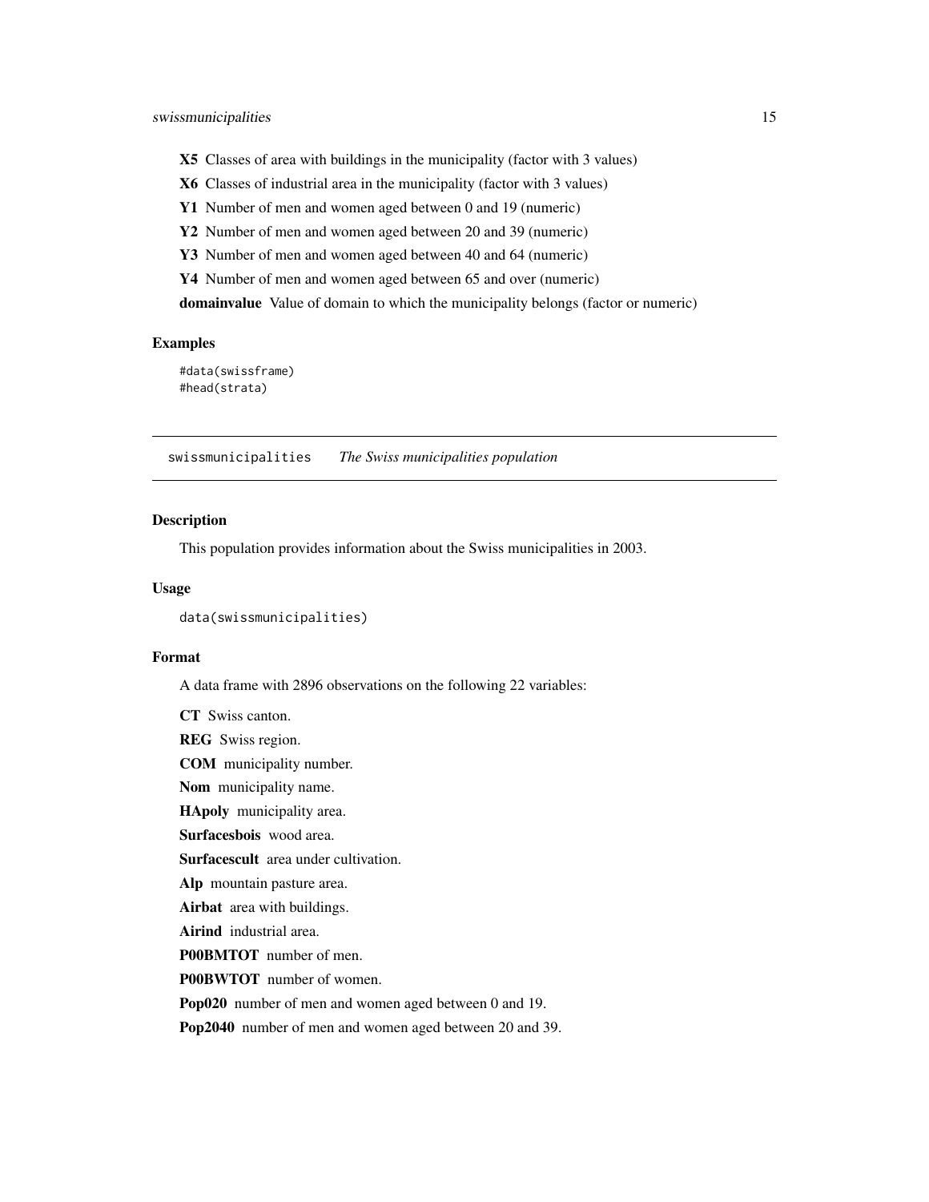**X5** Classes of area with buildings in the municipality (factor with 3 values)

**X6** Classes of industrial area in the municipality (factor with 3 values)

**Y1** Number of men and women aged between 0 and 19 (numeric)

**Y2** Number of men and women aged between 20 and 39 (numeric)

**Y3** Number of men and women aged between 40 and 64 (numeric)

**Y4** Number of men and women aged between 65 and over (numeric)

**domainvalue** Value of domain to which the municipality belongs (factor or numeric)

### Examples

```
#data(swissframe)
#head(strata)
```

## swissmunicipalities *The Swiss municipalities population*

### Description

This population provides information about the Swiss municipalities in 2003.

### Usage

```
data(swissmunicipalities)
```

### Format

A data frame with 2896 observations on the following 22 variables:

**CT** Swiss canton.

**REG** Swiss region.

**COM** municipality number.

**Nom** municipality name.

**HApoly** municipality area.

**Surfacesbois** wood area.

**Surfacescult** area under cultivation.

**Alp** mountain pasture area.

**Airbat** area with buildings.

**Airind** industrial area.

**P00BMTOT** number of men.

**P00BWTOT** number of women.

**Pop020** number of men and women aged between 0 and 19.

**Pop2040** number of men and women aged between 20 and 39.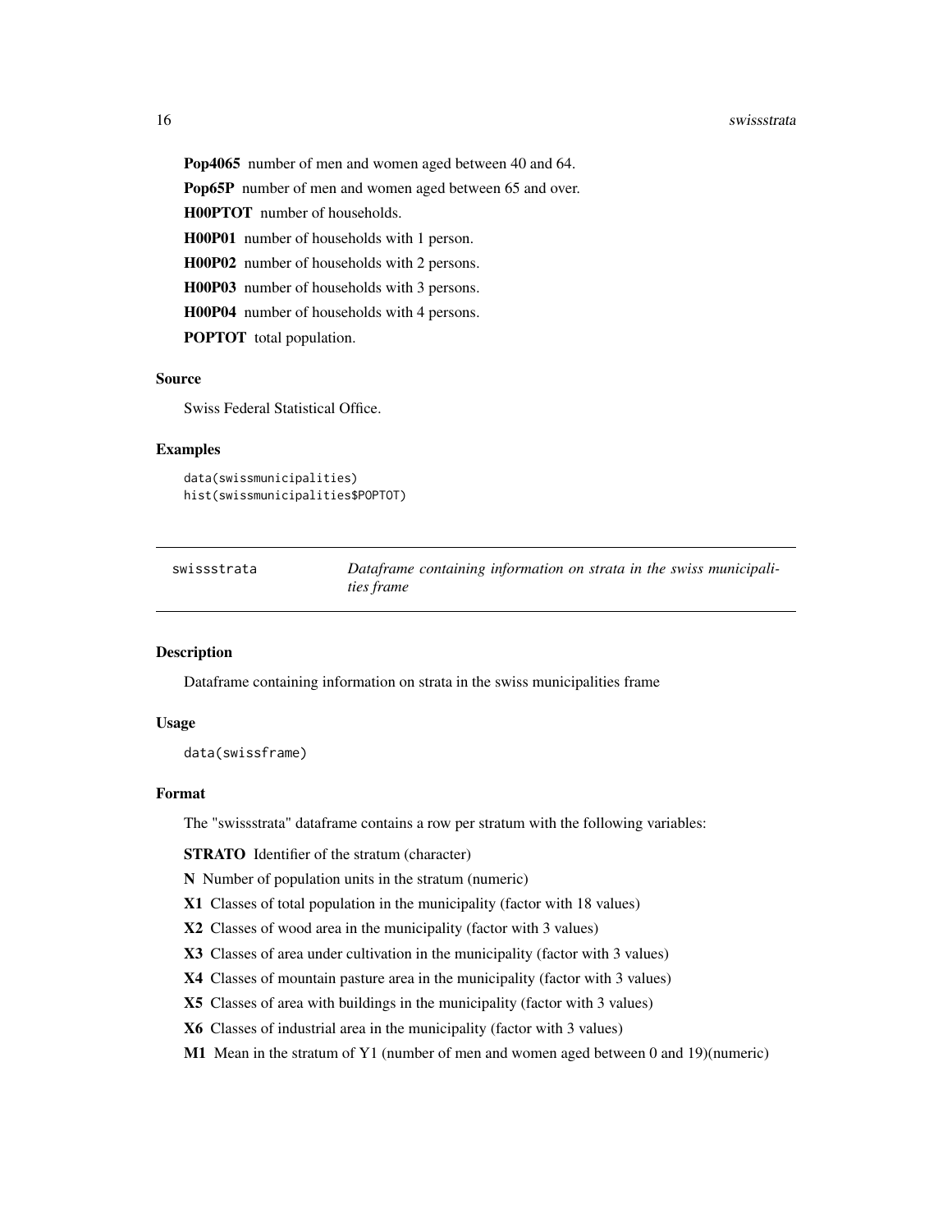**Pop4065** number of men and women aged between 40 and 64.

**Pop65P** number of men and women aged between 65 and over.

**H00PTOT** number of households.

**H00P01** number of households with 1 person.

**H00P02** number of households with 2 persons.

**H00P03** number of households with 3 persons.

**H00P04** number of households with 4 persons.

**POPTOT** total population.

### Source

Swiss Federal Statistical Office.

### Examples

```
data(swissmunicipalities)
hist(swissmunicipalities$POPTOT)
```

---

## swissstrata — *Dataframe containing information on strata in the swiss municipalities frame*

---

### Description

Dataframe containing information on strata in the swiss municipalities frame

### Usage

```
data(swissframe)
```

### Format

The "swissstrata" dataframe contains a row per stratum with the following variables:

**STRATO** Identifier of the stratum (character)

**N** Number of population units in the stratum (numeric)

**X1** Classes of total population in the municipality (factor with 18 values)

**X2** Classes of wood area in the municipality (factor with 3 values)

**X3** Classes of area under cultivation in the municipality (factor with 3 values)

**X4** Classes of mountain pasture area in the municipality (factor with 3 values)

**X5** Classes of area with buildings in the municipality (factor with 3 values)

**X6** Classes of industrial area in the municipality (factor with 3 values)

**M1** Mean in the stratum of Y1 (number of men and women aged between 0 and 19)(numeric)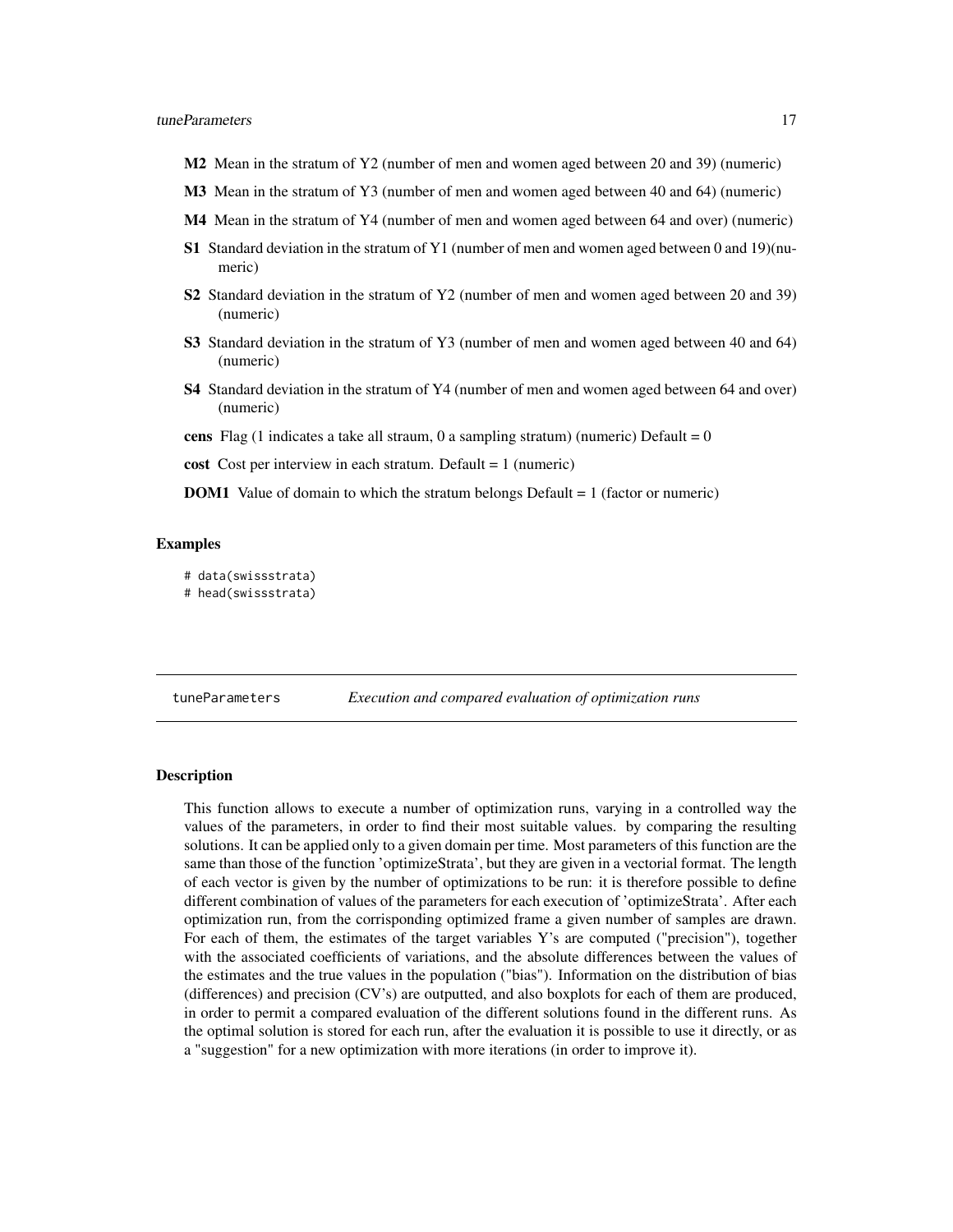**M2** Mean in the stratum of Y2 (number of men and women aged between 20 and 39) (numeric)

**M3** Mean in the stratum of Y3 (number of men and women aged between 40 and 64) (numeric)

**M4** Mean in the stratum of Y4 (number of men and women aged between 64 and over) (numeric)

**S1** Standard deviation in the stratum of Y1 (number of men and women aged between 0 and 19)(numeric)

**S2** Standard deviation in the stratum of Y2 (number of men and women aged between 20 and 39) (numeric)

**S3** Standard deviation in the stratum of Y3 (number of men and women aged between 40 and 64) (numeric)

**S4** Standard deviation in the stratum of Y4 (number of men and women aged between 64 and over) (numeric)

**cens** Flag (1 indicates a take all straum, 0 a sampling stratum) (numeric) Default = 0

**cost** Cost per interview in each stratum. Default = 1 (numeric)

**DOM1** Value of domain to which the stratum belongs Default = 1 (factor or numeric)

### Examples

```
# data(swissstrata)
# head(swissstrata)
```

---

## tuneParameters — *Execution and compared evaluation of optimization runs*

---

### Description

This function allows to execute a number of optimization runs, varying in a controlled way the values of the parameters, in order to find their most suitable values. by comparing the resulting solutions. It can be applied only to a given domain per time. Most parameters of this function are the same than those of the function 'optimizeStrata', but they are given in a vectorial format. The length of each vector is given by the number of optimizations to be run: it is therefore possible to define different combination of values of the parameters for each execution of 'optimizeStrata'. After each optimization run, from the corrisponding optimized frame a given number of samples are drawn. For each of them, the estimates of the target variables Y's are computed ("precision"), together with the associated coefficients of variations, and the absolute differences between the values of the estimates and the true values in the population ("bias"). Information on the distribution of bias (differences) and precision (CV's) are outputted, and also boxplots for each of them are produced, in order to permit a compared evaluation of the different solutions found in the different runs. As the optimal solution is stored for each run, after the evaluation it is possible to use it directly, or as a "suggestion" for a new optimization with more iterations (in order to improve it).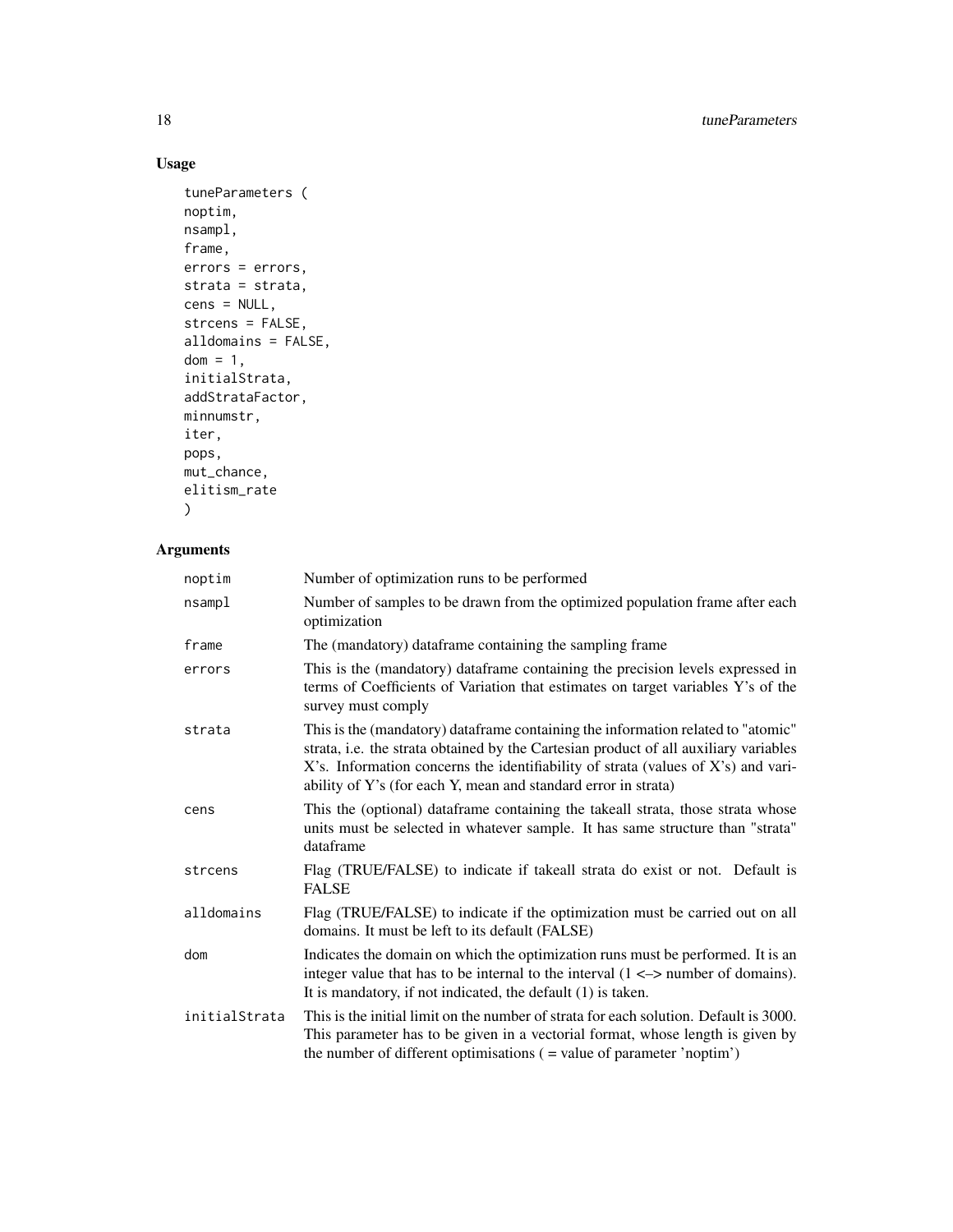## Usage

```
tuneParameters (
noptim,
nsampl,
frame,
errors = errors,
strata = strata,
cens = NULL,
strcens = FALSE,
alldomains = FALSE,
dom = 1,
initialStrata,
addStrataFactor,
minnumstr,
iter,
pops,
mut_chance,
elitism_rate
)
```

## Arguments

| | |
|---|---|
| noptim | Number of optimization runs to be performed |
| nsampl | Number of samples to be drawn from the optimized population frame after each optimization |
| frame | The (mandatory) dataframe containing the sampling frame |
| errors | This is the (mandatory) dataframe containing the precision levels expressed in terms of Coefficients of Variation that estimates on target variables Y's of the survey must comply |
| strata | This is the (mandatory) dataframe containing the information related to "atomic" strata, i.e. the strata obtained by the Cartesian product of all auxiliary variables X's. Information concerns the identifiability of strata (values of X's) and variability of Y's (for each Y, mean and standard error in strata) |
| cens | This the (optional) dataframe containing the takeall strata, those strata whose units must be selected in whatever sample. It has same structure than "strata" dataframe |
| strcens | Flag (TRUE/FALSE) to indicate if takeall strata do exist or not. Default is FALSE |
| alldomains | Flag (TRUE/FALSE) to indicate if the optimization must be carried out on all domains. It must be left to its default (FALSE) |
| dom | Indicates the domain on which the optimization runs must be performed. It is an integer value that has to be internal to the interval (1 <–> number of domains). It is mandatory, if not indicated, the default (1) is taken. |
| initialStrata | This is the initial limit on the number of strata for each solution. Default is 3000. This parameter has to be given in a vectorial format, whose length is given by the number of different optimisations ( = value of parameter 'noptim') |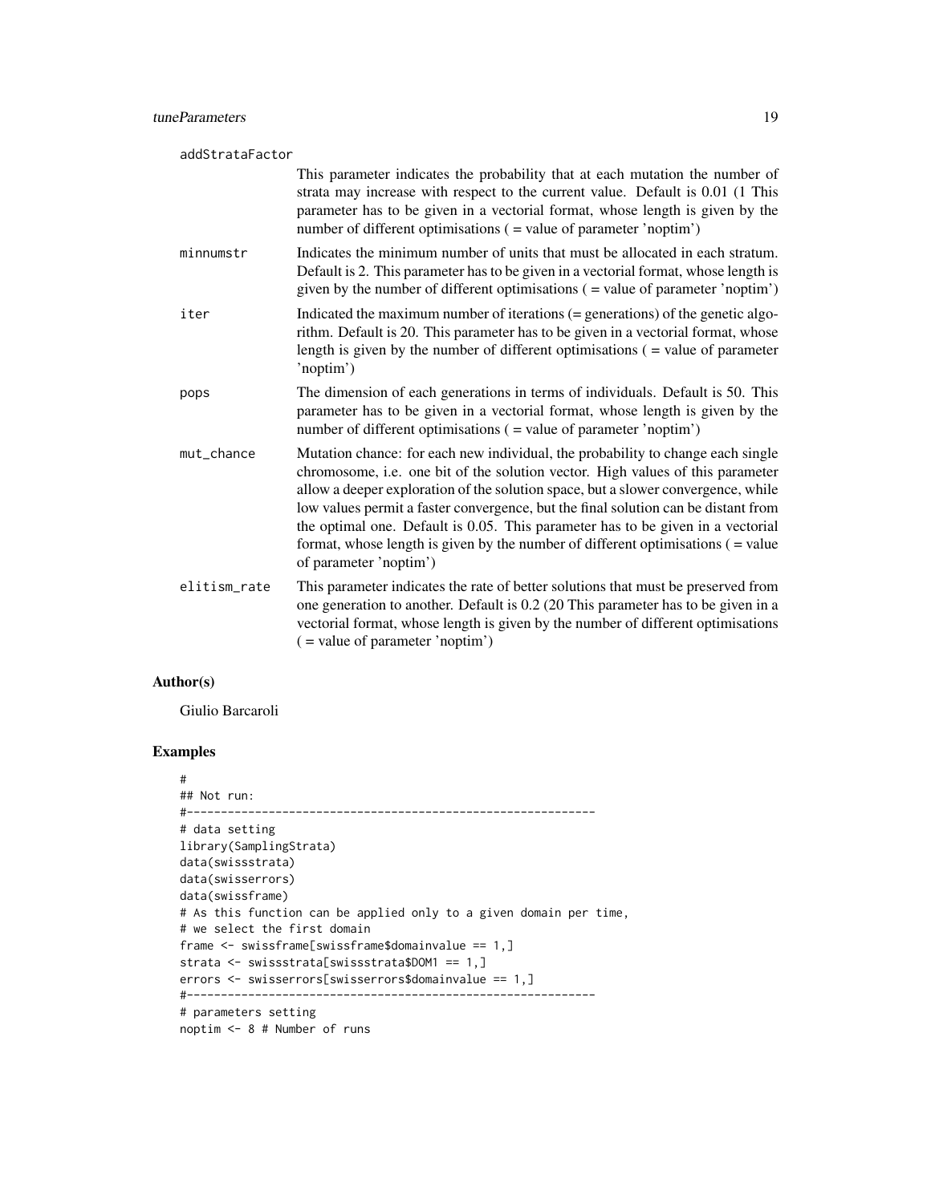addStrataFactor

This parameter indicates the probability that at each mutation the number of strata may increase with respect to the current value. Default is 0.01 (1 This parameter has to be given in a vectorial format, whose length is given by the number of different optimisations ( = value of parameter 'noptim')

minnumstr
: Indicates the minimum number of units that must be allocated in each stratum. Default is 2. This parameter has to be given in a vectorial format, whose length is given by the number of different optimisations ( = value of parameter 'noptim')

iter
: Indicated the maximum number of iterations (= generations) of the genetic algorithm. Default is 20. This parameter has to be given in a vectorial format, whose length is given by the number of different optimisations ( = value of parameter 'noptim')

pops
: The dimension of each generations in terms of individuals. Default is 50. This parameter has to be given in a vectorial format, whose length is given by the number of different optimisations ( = value of parameter 'noptim')

mut_chance
: Mutation chance: for each new individual, the probability to change each single chromosome, i.e. one bit of the solution vector. High values of this parameter allow a deeper exploration of the solution space, but a slower convergence, while low values permit a faster convergence, but the final solution can be distant from the optimal one. Default is 0.05. This parameter has to be given in a vectorial format, whose length is given by the number of different optimisations ( = value of parameter 'noptim')

elitism_rate
: This parameter indicates the rate of better solutions that must be preserved from one generation to another. Default is 0.2 (20 This parameter has to be given in a vectorial format, whose length is given by the number of different optimisations ( = value of parameter 'noptim')

## Author(s)

Giulio Barcaroli

## Examples

```
#
## Not run:
#------------------------------------------------------------
# data setting
library(SamplingStrata)
data(swissstrata)
data(swisserrors)
data(swissframe)
# As this function can be applied only to a given domain per time,
# we select the first domain
frame <- swissframe[swissframe$domainvalue == 1,]
strata <- swissstrata[swissstrata$DOM1 == 1,]
errors <- swisserrors[swisserrors$domainvalue == 1,]
#------------------------------------------------------------
# parameters setting
noptim <- 8 # Number of runs
```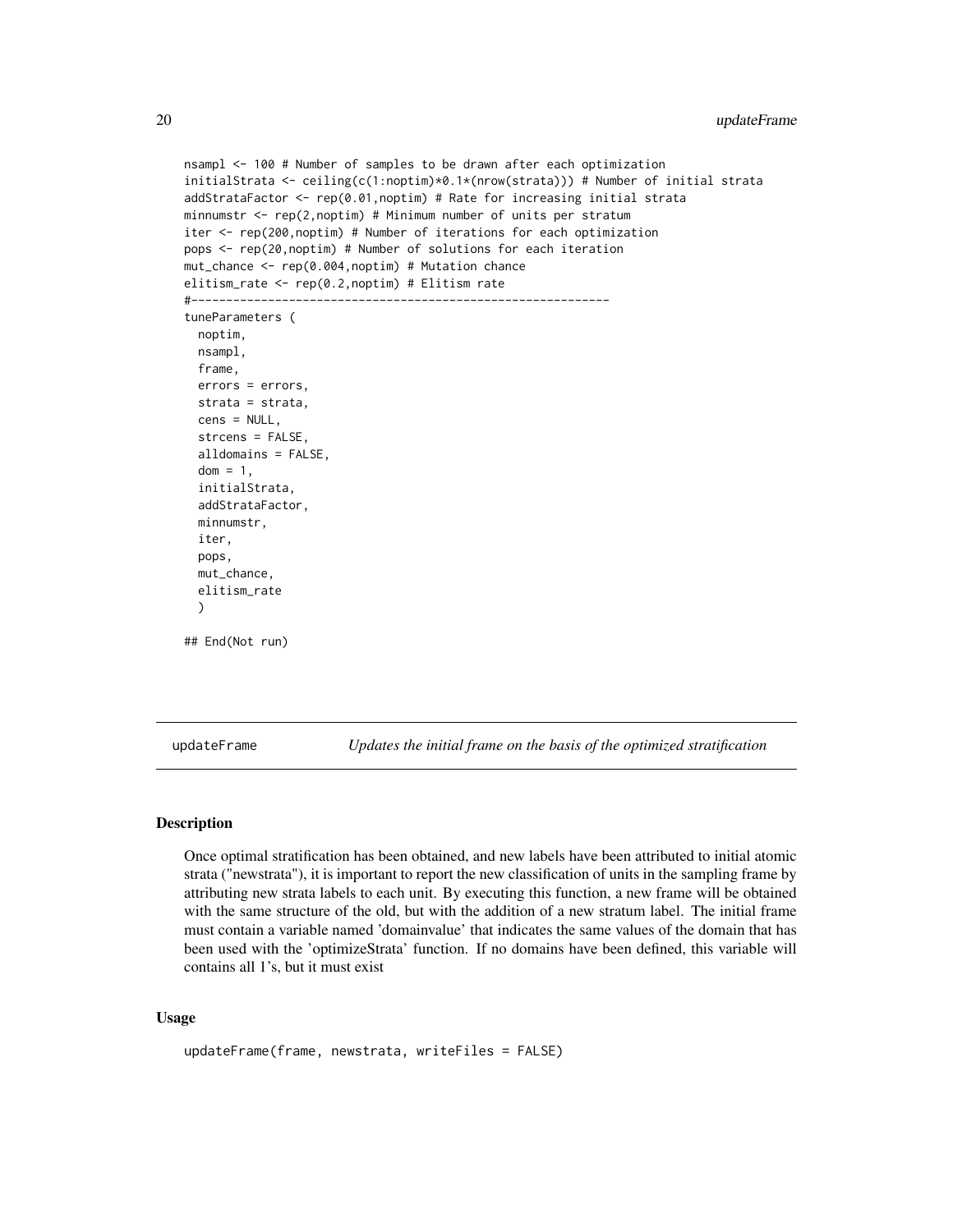```
nsampl <- 100 # Number of samples to be drawn after each optimization
initialStrata <- ceiling(c(1:noptim)*0.1*(nrow(strata))) # Number of initial strata
addStrataFactor <- rep(0.01,noptim) # Rate for increasing initial strata
minnumstr <- rep(2,noptim) # Minimum number of units per stratum
iter <- rep(200,noptim) # Number of iterations for each optimization
pops <- rep(20,noptim) # Number of solutions for each iteration
mut_chance <- rep(0.004,noptim) # Mutation chance
elitism_rate <- rep(0.2,noptim) # Elitism rate
#------------------------------------------------------------
tuneParameters (
  noptim,
  nsampl,
  frame,
  errors = errors,
  strata = strata,
  cens = NULL,
  strcens = FALSE,
  alldomains = FALSE,
  dom = 1,
  initialStrata,
  addStrataFactor,
  minnumstr,
  iter,
  pops,
  mut_chance,
  elitism_rate
  )

## End(Not run)
```

## updateFrame *Updates the initial frame on the basis of the optimized stratification*

### Description

Once optimal stratification has been obtained, and new labels have been attributed to initial atomic strata ("newstrata"), it is important to report the new classification of units in the sampling frame by attributing new strata labels to each unit. By executing this function, a new frame will be obtained with the same structure of the old, but with the addition of a new stratum label. The initial frame must contain a variable named 'domainvalue' that indicates the same values of the domain that has been used with the 'optimizeStrata' function. If no domains have been defined, this variable will contains all 1's, but it must exist

### Usage

```
updateFrame(frame, newstrata, writeFiles = FALSE)
```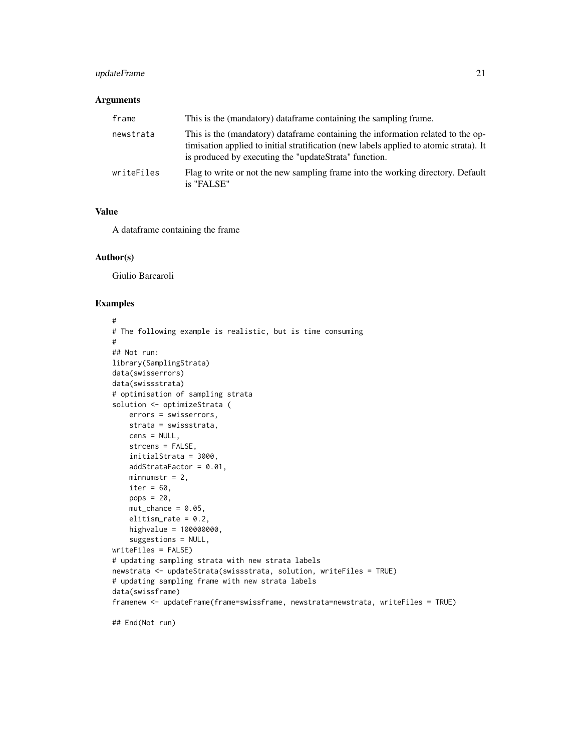### Arguments

| | |
|---|---|
| `frame` | This is the (mandatory) dataframe containing the sampling frame. |
| `newstrata` | This is the (mandatory) dataframe containing the information related to the optimisation applied to initial stratification (new labels applied to atomic strata). It is produced by executing the "updateStrata" function. |
| `writeFiles` | Flag to write or not the new sampling frame into the working directory. Default is "FALSE" |

### Value

A dataframe containing the frame

### Author(s)

Giulio Barcaroli

### Examples

```
#
# The following example is realistic, but is time consuming
#
## Not run:
library(SamplingStrata)
data(swisserrors)
data(swissstrata)
# optimisation of sampling strata
solution <- optimizeStrata (
    errors = swisserrors,
    strata = swissstrata,
    cens = NULL,
    strcens = FALSE,
    initialStrata = 3000,
    addStrataFactor = 0.01,
    minnumstr = 2,
    iter = 60,
    pops = 20,
    mut_chance = 0.05,
    elitism_rate = 0.2,
    highvalue = 100000000,
    suggestions = NULL,
writeFiles = FALSE)
# updating sampling strata with new strata labels
newstrata <- updateStrata(swissstrata, solution, writeFiles = TRUE)
# updating sampling frame with new strata labels
data(swissframe)
framenew <- updateFrame(frame=swissframe, newstrata=newstrata, writeFiles = TRUE)

## End(Not run)
```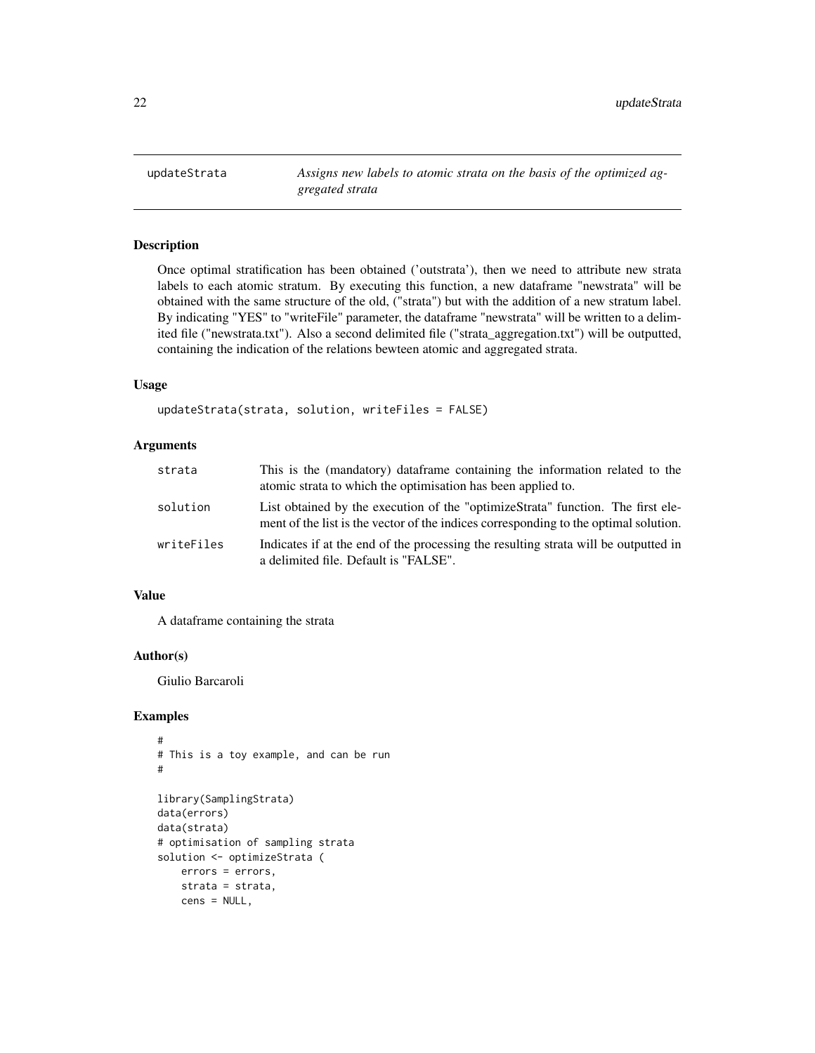## updateStrata

*Assigns new labels to atomic strata on the basis of the optimized aggregated strata*

### Description

Once optimal stratification has been obtained ('outstrata'), then we need to attribute new strata labels to each atomic stratum. By executing this function, a new dataframe "newstrata" will be obtained with the same structure of the old, ("strata") but with the addition of a new stratum label. By indicating "YES" to "writeFile" parameter, the dataframe "newstrata" will be written to a delimited file ("newstrata.txt"). Also a second delimited file ("strata_aggregation.txt") will be outputted, containing the indication of the relations bewteen atomic and aggregated strata.

### Usage

```
updateStrata(strata, solution, writeFiles = FALSE)
```

### Arguments

| | |
|---|---|
| `strata` | This is the (mandatory) dataframe containing the information related to the atomic strata to which the optimisation has been applied to. |
| `solution` | List obtained by the execution of the "optimizeStrata" function. The first element of the list is the vector of the indices corresponding to the optimal solution. |
| `writeFiles` | Indicates if at the end of the processing the resulting strata will be outputted in a delimited file. Default is "FALSE". |

### Value

A dataframe containing the strata

### Author(s)

Giulio Barcaroli

### Examples

```
#
# This is a toy example, and can be run
#

library(SamplingStrata)
data(errors)
data(strata)
# optimisation of sampling strata
solution <- optimizeStrata (
    errors = errors,
    strata = strata,
    cens = NULL,
```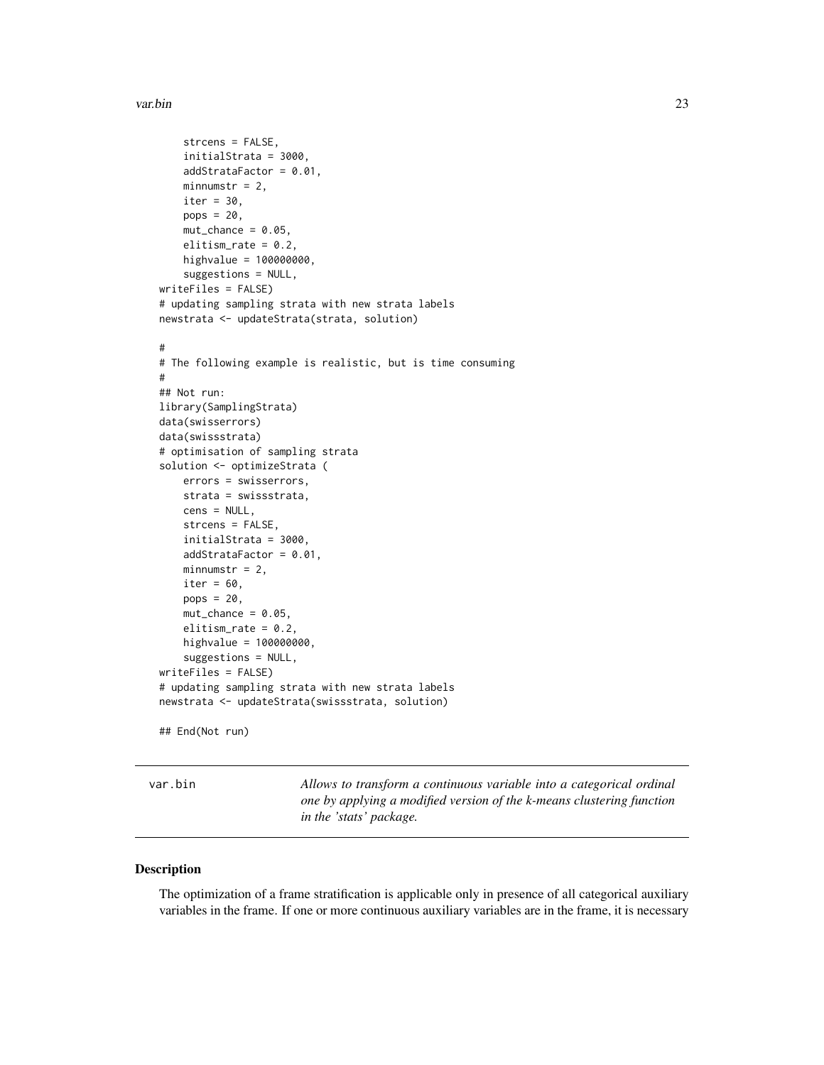```
    strcens = FALSE,
    initialStrata = 3000,
    addStrataFactor = 0.01,
    minnumstr = 2,
    iter = 30,
    pops = 20,
    mut_chance = 0.05,
    elitism_rate = 0.2,
    highvalue = 100000000,
    suggestions = NULL,
writeFiles = FALSE)
# updating sampling strata with new strata labels
newstrata <- updateStrata(strata, solution)

#
# The following example is realistic, but is time consuming
#
## Not run:
library(SamplingStrata)
data(swisserrors)
data(swissstrata)
# optimisation of sampling strata
solution <- optimizeStrata (
    errors = swisserrors,
    strata = swissstrata,
    cens = NULL,
    strcens = FALSE,
    initialStrata = 3000,
    addStrataFactor = 0.01,
    minnumstr = 2,
    iter = 60,
    pops = 20,
    mut_chance = 0.05,
    elitism_rate = 0.2,
    highvalue = 100000000,
    suggestions = NULL,
writeFiles = FALSE)
# updating sampling strata with new strata labels
newstrata <- updateStrata(swissstrata, solution)

## End(Not run)
```

---

## var.bin

*Allows to transform a continuous variable into a categorical ordinal one by applying a modified version of the k-means clustering function in the 'stats' package.*

---

### Description

The optimization of a frame stratification is applicable only in presence of all categorical auxiliary variables in the frame. If one or more continuous auxiliary variables are in the frame, it is necessary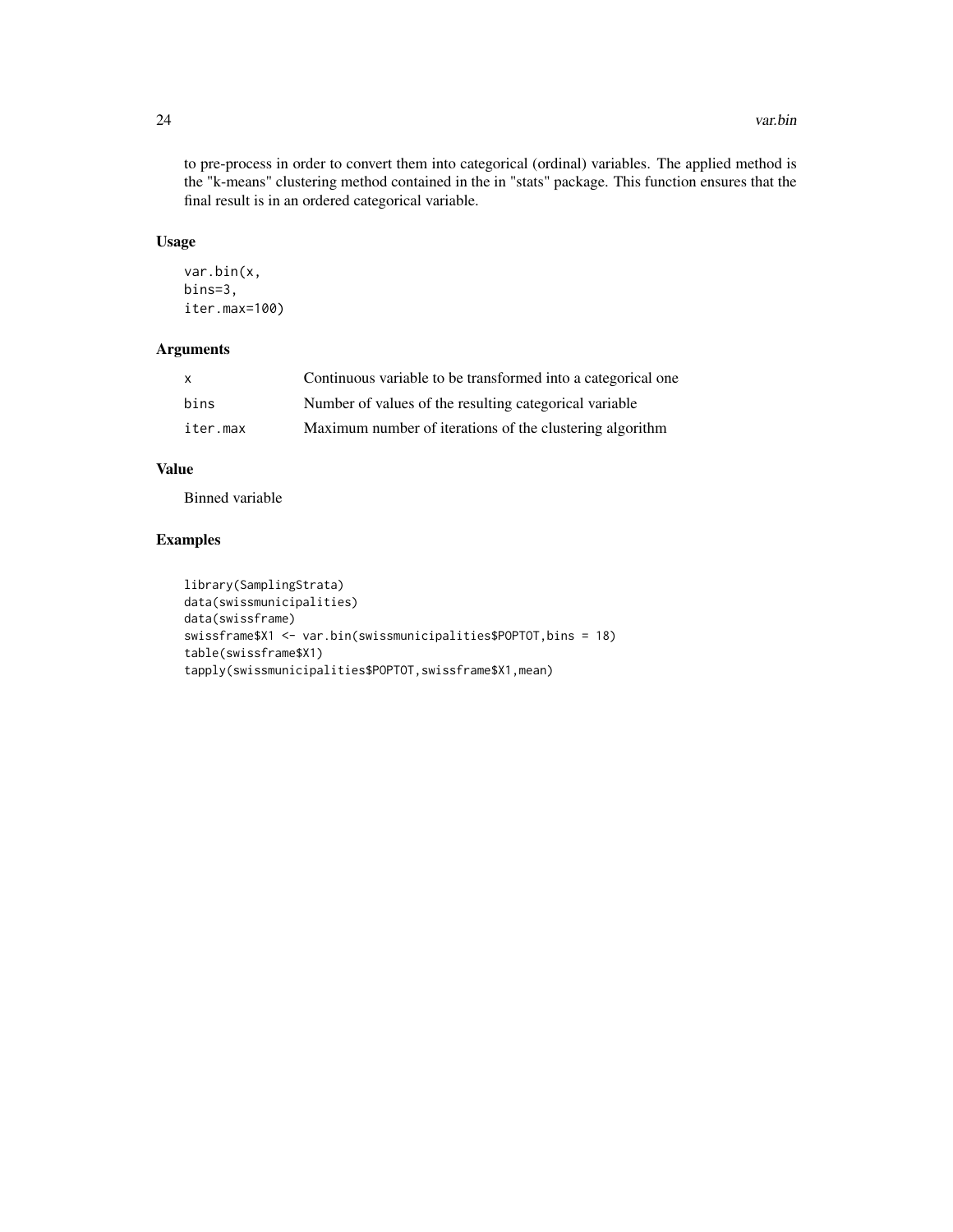to pre-process in order to convert them into categorical (ordinal) variables. The applied method is the "k-means" clustering method contained in the in "stats" package. This function ensures that the final result is in an ordered categorical variable.

## Usage

```
var.bin(x,
bins=3,
iter.max=100)
```

## Arguments

| | |
|---|---|
| x | Continuous variable to be transformed into a categorical one |
| bins | Number of values of the resulting categorical variable |
| iter.max | Maximum number of iterations of the clustering algorithm |

## Value

Binned variable

## Examples

```
library(SamplingStrata)
data(swissmunicipalities)
data(swissframe)
swissframe$X1 <- var.bin(swissmunicipalities$POPTOT,bins = 18)
table(swissframe$X1)
tapply(swissmunicipalities$POPTOT,swissframe$X1,mean)
```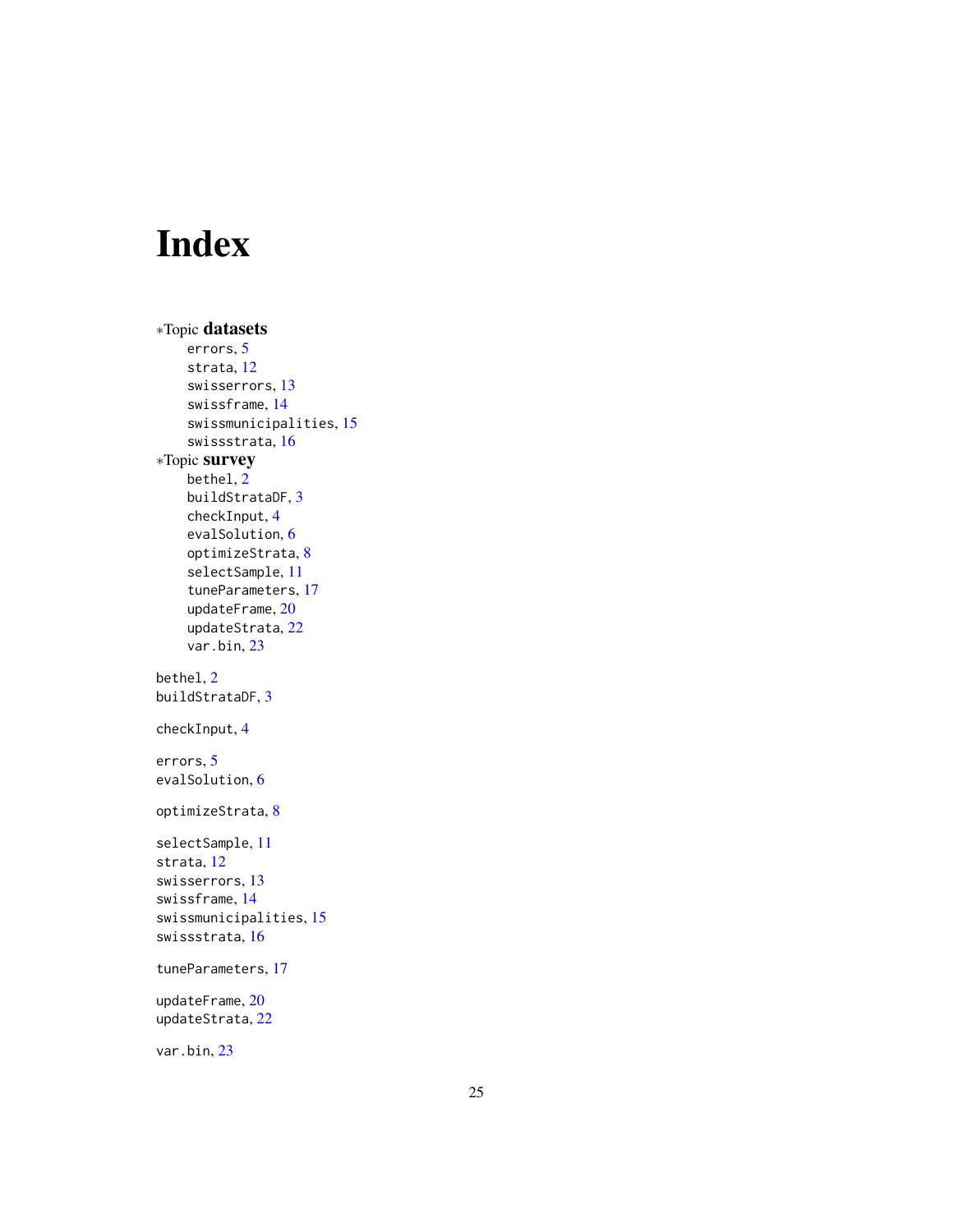# Index

*Topic **datasets**
    errors, 5
    strata, 12
    swisserrors, 13
    swissframe, 14
    swissmunicipalities, 15
    swissstrata, 16
*Topic **survey**
    bethel, 2
    buildStrataDF, 3
    checkInput, 4
    evalSolution, 6
    optimizeStrata, 8
    selectSample, 11
    tuneParameters, 17
    updateFrame, 20
    updateStrata, 22
    var.bin, 23

bethel, 2
buildStrataDF, 3

checkInput, 4

errors, 5
evalSolution, 6

optimizeStrata, 8

selectSample, 11
strata, 12
swisserrors, 13
swissframe, 14
swissmunicipalities, 15
swissstrata, 16

tuneParameters, 17

updateFrame, 20
updateStrata, 22

var.bin, 23